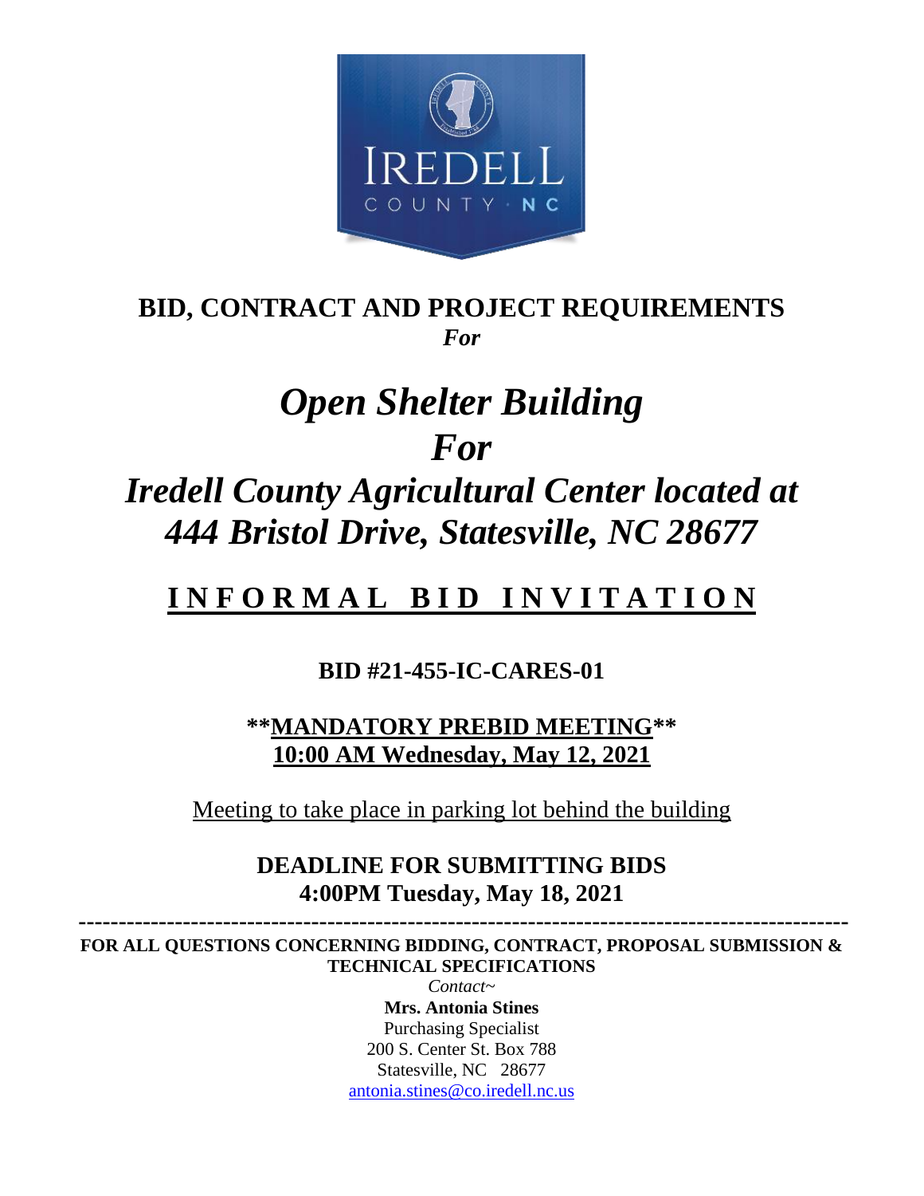# BID, CONTRACT AND PROJECT REQUIREMENTS

*For*

# *Open Shelter Building*
# *For*
# *Iredell County Agricultural Center located at 444 Bristol Drive, Statesville, NC 28677*

## **I N F O R M A L   B I D   I N V I T A T I O N**

**BID #21-455-IC-CARES-01**

**\*\*MANDATORY PREBID MEETING\*\***
**10:00 AM Wednesday, May 12, 2021**

Meeting to take place in parking lot behind the building

**DEADLINE FOR SUBMITTING BIDS**
**4:00PM Tuesday, May 18, 2021**

---

**FOR ALL QUESTIONS CONCERNING BIDDING, CONTRACT, PROPOSAL SUBMISSION & TECHNICAL SPECIFICATIONS**

*Contact~*

**Mrs. Antonia Stines**
Purchasing Specialist
200 S. Center St. Box 788
Statesville, NC 28677
antonia.stines@co.iredell.nc.us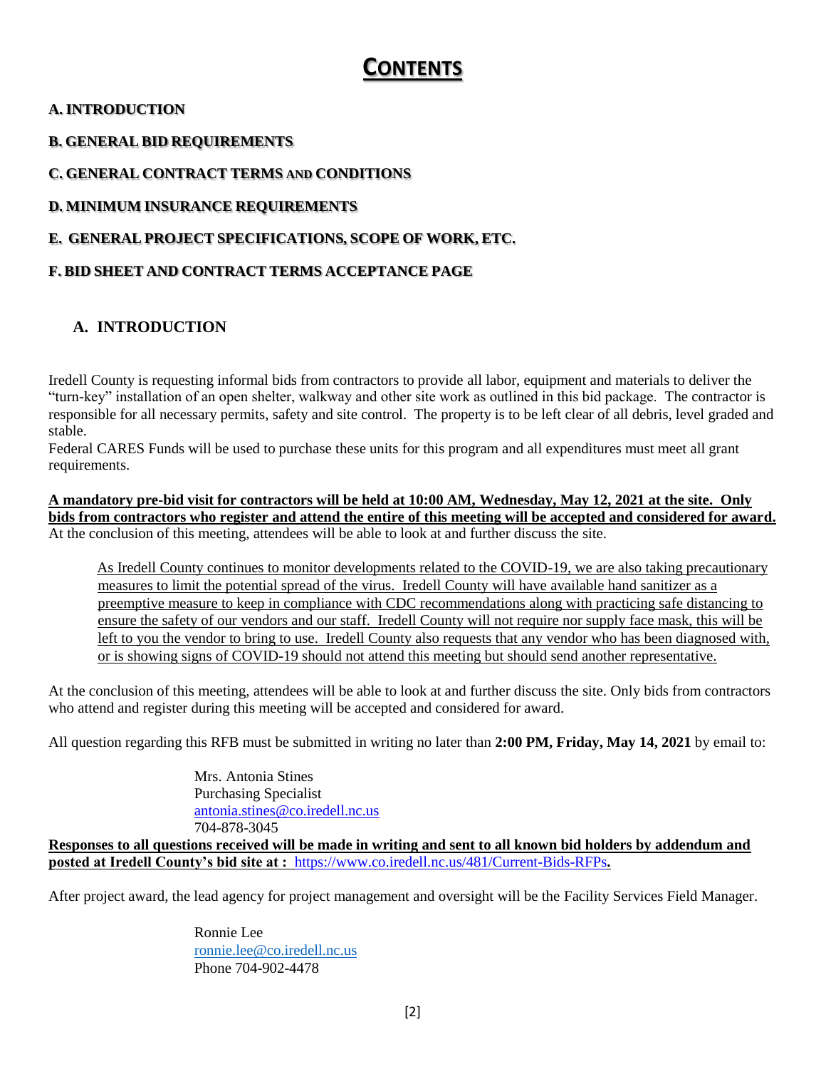# CONTENTS

**A. INTRODUCTION**

**B. GENERAL BID REQUIREMENTS**

**C. GENERAL CONTRACT TERMS AND CONDITIONS**

**D. MINIMUM INSURANCE REQUIREMENTS**

**E. GENERAL PROJECT SPECIFICATIONS, SCOPE OF WORK, ETC.**

**F. BID SHEET AND CONTRACT TERMS ACCEPTANCE PAGE**

## A. INTRODUCTION

Iredell County is requesting informal bids from contractors to provide all labor, equipment and materials to deliver the "turn-key" installation of an open shelter, walkway and other site work as outlined in this bid package. The contractor is responsible for all necessary permits, safety and site control. The property is to be left clear of all debris, level graded and stable.

Federal CARES Funds will be used to purchase these units for this program and all expenditures must meet all grant requirements.

**A mandatory pre-bid visit for contractors will be held at 10:00 AM, Wednesday, May 12, 2021 at the site. Only bids from contractors who register and attend the entire of this meeting will be accepted and considered for award.** At the conclusion of this meeting, attendees will be able to look at and further discuss the site.

> As Iredell County continues to monitor developments related to the COVID-19, we are also taking precautionary measures to limit the potential spread of the virus. Iredell County will have available hand sanitizer as a preemptive measure to keep in compliance with CDC recommendations along with practicing safe distancing to ensure the safety of our vendors and our staff. Iredell County will not require nor supply face mask, this will be left to you the vendor to bring to use. Iredell County also requests that any vendor who has been diagnosed with, or is showing signs of COVID-19 should not attend this meeting but should send another representative.

At the conclusion of this meeting, attendees will be able to look at and further discuss the site. Only bids from contractors who attend and register during this meeting will be accepted and considered for award.

All question regarding this RFB must be submitted in writing no later than **2:00 PM, Friday, May 14, 2021** by email to:

Mrs. Antonia Stines
Purchasing Specialist
antonia.stines@co.iredell.nc.us
704-878-3045

**Responses to all questions received will be made in writing and sent to all known bid holders by addendum and posted at Iredell County's bid site at : https://www.co.iredell.nc.us/481/Current-Bids-RFPs.**

After project award, the lead agency for project management and oversight will be the Facility Services Field Manager.

Ronnie Lee
ronnie.lee@co.iredell.nc.us
Phone 704-902-4478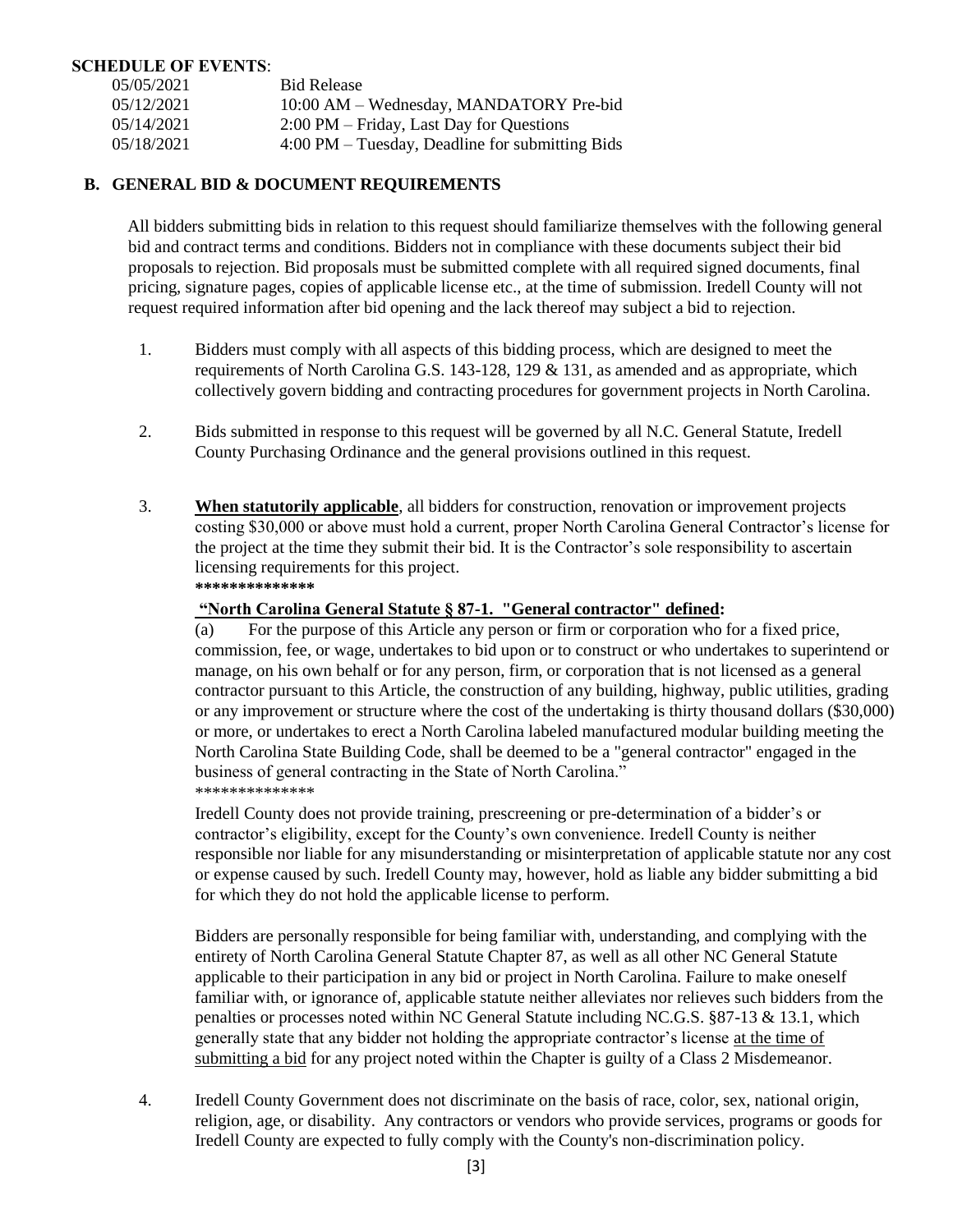**SCHEDULE OF EVENTS**:

| | |
|---|---|
| 05/05/2021 | Bid Release |
| 05/12/2021 | 10:00 AM – Wednesday, MANDATORY Pre-bid |
| 05/14/2021 | 2:00 PM – Friday, Last Day for Questions |
| 05/18/2021 | 4:00 PM – Tuesday, Deadline for submitting Bids |

## B. GENERAL BID & DOCUMENT REQUIREMENTS

All bidders submitting bids in relation to this request should familiarize themselves with the following general bid and contract terms and conditions. Bidders not in compliance with these documents subject their bid proposals to rejection. Bid proposals must be submitted complete with all required signed documents, final pricing, signature pages, copies of applicable license etc., at the time of submission. Iredell County will not request required information after bid opening and the lack thereof may subject a bid to rejection.

1. Bidders must comply with all aspects of this bidding process, which are designed to meet the requirements of North Carolina G.S. 143-128, 129 & 131, as amended and as appropriate, which collectively govern bidding and contracting procedures for government projects in North Carolina.

2. Bids submitted in response to this request will be governed by all N.C. General Statute, Iredell County Purchasing Ordinance and the general provisions outlined in this request.

3. **When statutorily applicable**, all bidders for construction, renovation or improvement projects costing $30,000 or above must hold a current, proper North Carolina General Contractor's license for the project at the time they submit their bid. It is the Contractor's sole responsibility to ascertain licensing requirements for this project.
   **\*\*\*\*\*\*\*\*\*\*\*\*\*\***

   **"North Carolina General Statute § 87-1. "General contractor" defined:**
   (a) For the purpose of this Article any person or firm or corporation who for a fixed price, commission, fee, or wage, undertakes to bid upon or to construct or who undertakes to superintend or manage, on his own behalf or for any person, firm, or corporation that is not licensed as a general contractor pursuant to this Article, the construction of any building, highway, public utilities, grading or any improvement or structure where the cost of the undertaking is thirty thousand dollars ($30,000) or more, or undertakes to erect a North Carolina labeled manufactured modular building meeting the North Carolina State Building Code, shall be deemed to be a "general contractor" engaged in the business of general contracting in the State of North Carolina."
   \*\*\*\*\*\*\*\*\*\*\*\*\*\*

   Iredell County does not provide training, prescreening or pre-determination of a bidder's or contractor's eligibility, except for the County's own convenience. Iredell County is neither responsible nor liable for any misunderstanding or misinterpretation of applicable statute nor any cost or expense caused by such. Iredell County may, however, hold as liable any bidder submitting a bid for which they do not hold the applicable license to perform.

   Bidders are personally responsible for being familiar with, understanding, and complying with the entirety of North Carolina General Statute Chapter 87, as well as all other NC General Statute applicable to their participation in any bid or project in North Carolina. Failure to make oneself familiar with, or ignorance of, applicable statute neither alleviates nor relieves such bidders from the penalties or processes noted within NC General Statute including NC.G.S. §87-13 & 13.1, which generally state that any bidder not holding the appropriate contractor's license at the time of submitting a bid for any project noted within the Chapter is guilty of a Class 2 Misdemeanor.

4. Iredell County Government does not discriminate on the basis of race, color, sex, national origin, religion, age, or disability. Any contractors or vendors who provide services, programs or goods for Iredell County are expected to fully comply with the County's non-discrimination policy.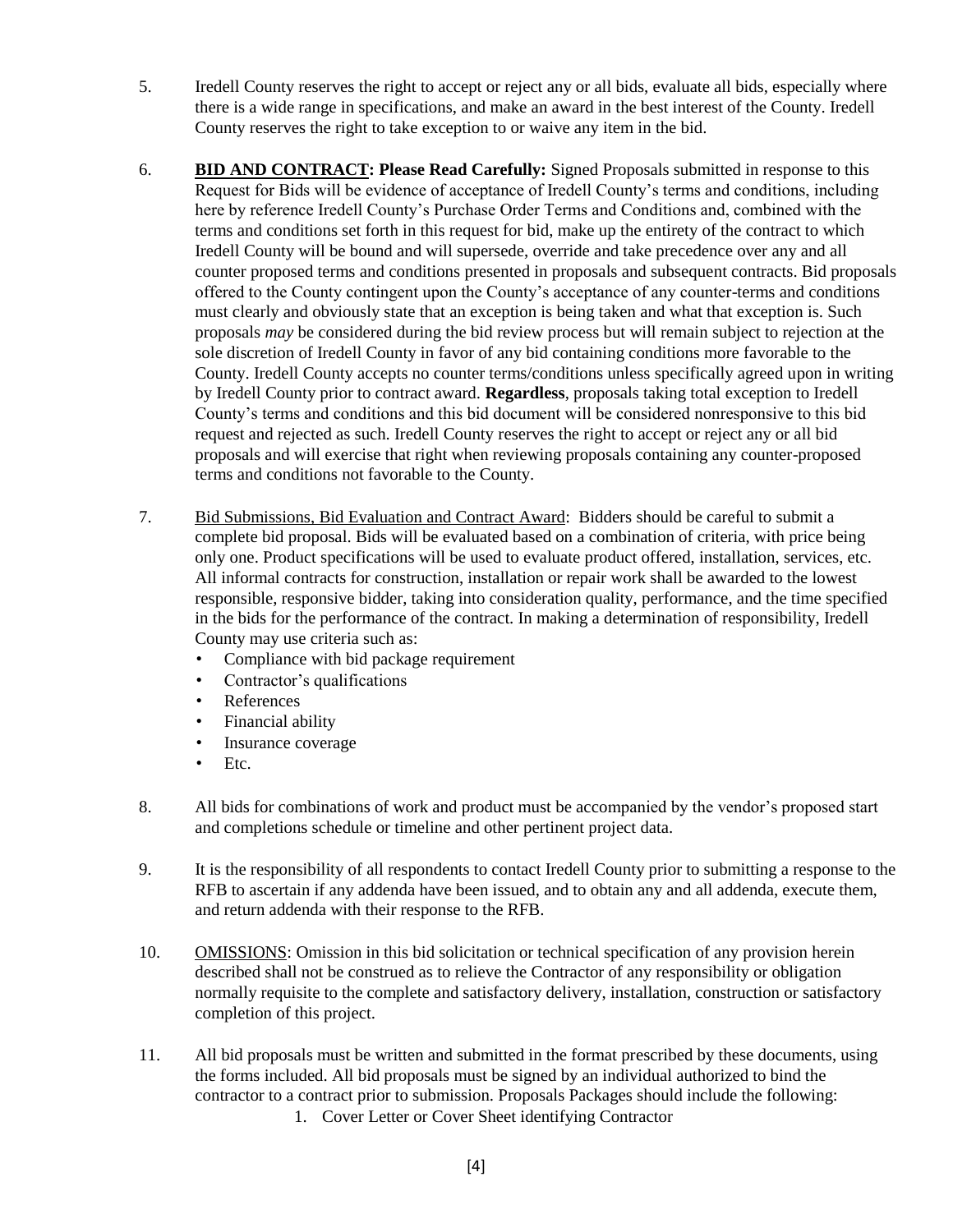5. Iredell County reserves the right to accept or reject any or all bids, evaluate all bids, especially where there is a wide range in specifications, and make an award in the best interest of the County. Iredell County reserves the right to take exception to or waive any item in the bid.

6. **<u>BID AND CONTRACT</u>: Please Read Carefully:** Signed Proposals submitted in response to this Request for Bids will be evidence of acceptance of Iredell County's terms and conditions, including here by reference Iredell County's Purchase Order Terms and Conditions and, combined with the terms and conditions set forth in this request for bid, make up the entirety of the contract to which Iredell County will be bound and will supersede, override and take precedence over any and all counter proposed terms and conditions presented in proposals and subsequent contracts. Bid proposals offered to the County contingent upon the County's acceptance of any counter-terms and conditions must clearly and obviously state that an exception is being taken and what that exception is. Such proposals *may* be considered during the bid review process but will remain subject to rejection at the sole discretion of Iredell County in favor of any bid containing conditions more favorable to the County. Iredell County accepts no counter terms/conditions unless specifically agreed upon in writing by Iredell County prior to contract award. **Regardless**, proposals taking total exception to Iredell County's terms and conditions and this bid document will be considered nonresponsive to this bid request and rejected as such. Iredell County reserves the right to accept or reject any or all bid proposals and will exercise that right when reviewing proposals containing any counter-proposed terms and conditions not favorable to the County.

7. <u>Bid Submissions, Bid Evaluation and Contract Award</u>: Bidders should be careful to submit a complete bid proposal. Bids will be evaluated based on a combination of criteria, with price being only one. Product specifications will be used to evaluate product offered, installation, services, etc. All informal contracts for construction, installation or repair work shall be awarded to the lowest responsible, responsive bidder, taking into consideration quality, performance, and the time specified in the bids for the performance of the contract. In making a determination of responsibility, Iredell County may use criteria such as:
   - Compliance with bid package requirement
   - Contractor's qualifications
   - References
   - Financial ability
   - Insurance coverage
   - Etc.

8. All bids for combinations of work and product must be accompanied by the vendor's proposed start and completions schedule or timeline and other pertinent project data.

9. It is the responsibility of all respondents to contact Iredell County prior to submitting a response to the RFB to ascertain if any addenda have been issued, and to obtain any and all addenda, execute them, and return addenda with their response to the RFB.

10. <u>OMISSIONS</u>: Omission in this bid solicitation or technical specification of any provision herein described shall not be construed as to relieve the Contractor of any responsibility or obligation normally requisite to the complete and satisfactory delivery, installation, construction or satisfactory completion of this project.

11. All bid proposals must be written and submitted in the format prescribed by these documents, using the forms included. All bid proposals must be signed by an individual authorized to bind the contractor to a contract prior to submission. Proposals Packages should include the following:
    1. Cover Letter or Cover Sheet identifying Contractor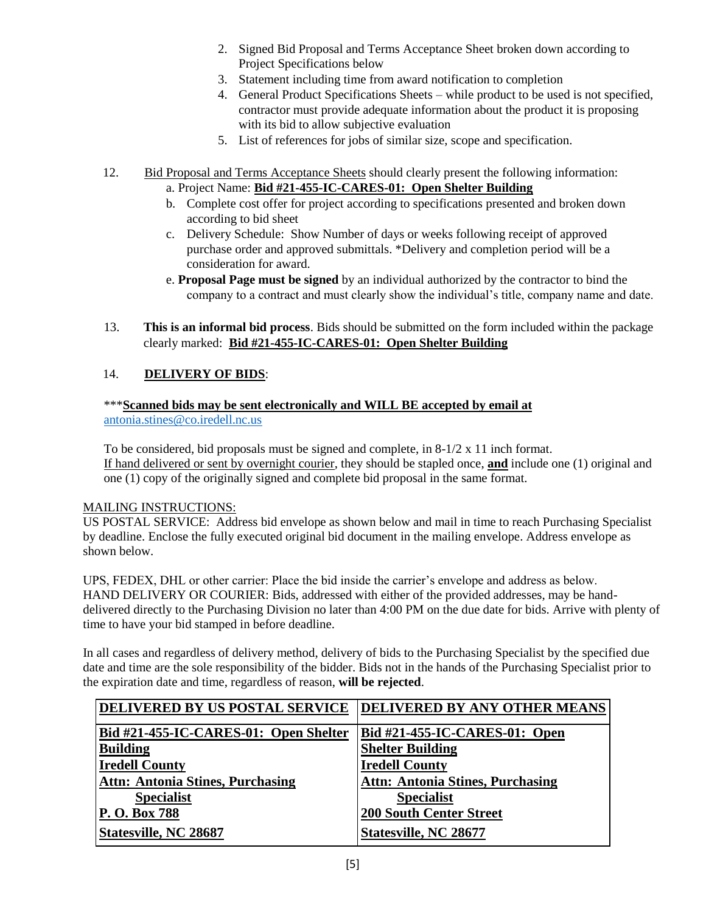2. Signed Bid Proposal and Terms Acceptance Sheet broken down according to Project Specifications below
3. Statement including time from award notification to completion
4. General Product Specifications Sheets – while product to be used is not specified, contractor must provide adequate information about the product it is proposing with its bid to allow subjective evaluation
5. List of references for jobs of similar size, scope and specification.

12. Bid Proposal and Terms Acceptance Sheets should clearly present the following information:
    a. Project Name: **Bid #21-455-IC-CARES-01: Open Shelter Building**
    b. Complete cost offer for project according to specifications presented and broken down according to bid sheet
    c. Delivery Schedule: Show Number of days or weeks following receipt of approved purchase order and approved submittals. *Delivery and completion period will be a consideration for award.
    e. **Proposal Page must be signed** by an individual authorized by the contractor to bind the company to a contract and must clearly show the individual's title, company name and date.

13. **This is an informal bid process**. Bids should be submitted on the form included within the package clearly marked: **Bid #21-455-IC-CARES-01: Open Shelter Building**

14. **DELIVERY OF BIDS**:

***__**Scanned bids may be sent electronically and WILL BE accepted by email at**__ antonia.stines@co.iredell.nc.us

To be considered, bid proposals must be signed and complete, in 8-1/2 x 11 inch format. If hand delivered or sent by overnight courier, they should be stapled once, **and** include one (1) original and one (1) copy of the originally signed and complete bid proposal in the same format.

MAILING INSTRUCTIONS:
US POSTAL SERVICE: Address bid envelope as shown below and mail in time to reach Purchasing Specialist by deadline. Enclose the fully executed original bid document in the mailing envelope. Address envelope as shown below.

UPS, FEDEX, DHL or other carrier: Place the bid inside the carrier's envelope and address as below.
HAND DELIVERY OR COURIER: Bids, addressed with either of the provided addresses, may be hand-delivered directly to the Purchasing Division no later than 4:00 PM on the due date for bids. Arrive with plenty of time to have your bid stamped in before deadline.

In all cases and regardless of delivery method, delivery of bids to the Purchasing Specialist by the specified due date and time are the sole responsibility of the bidder. Bids not in the hands of the Purchasing Specialist prior to the expiration date and time, regardless of reason, **will be rejected**.

| DELIVERED BY US POSTAL SERVICE | DELIVERED BY ANY OTHER MEANS |
|---|---|
| **Bid #21-455-IC-CARES-01: Open Shelter Building** | **Bid #21-455-IC-CARES-01: Open Shelter Building** |
| **Iredell County** | **Iredell County** |
| **Attn: Antonia Stines, Purchasing Specialist** | **Attn: Antonia Stines, Purchasing Specialist** |
| **P. O. Box 788** | **200 South Center Street** |
| **Statesville, NC 28687** | **Statesville, NC 28677** |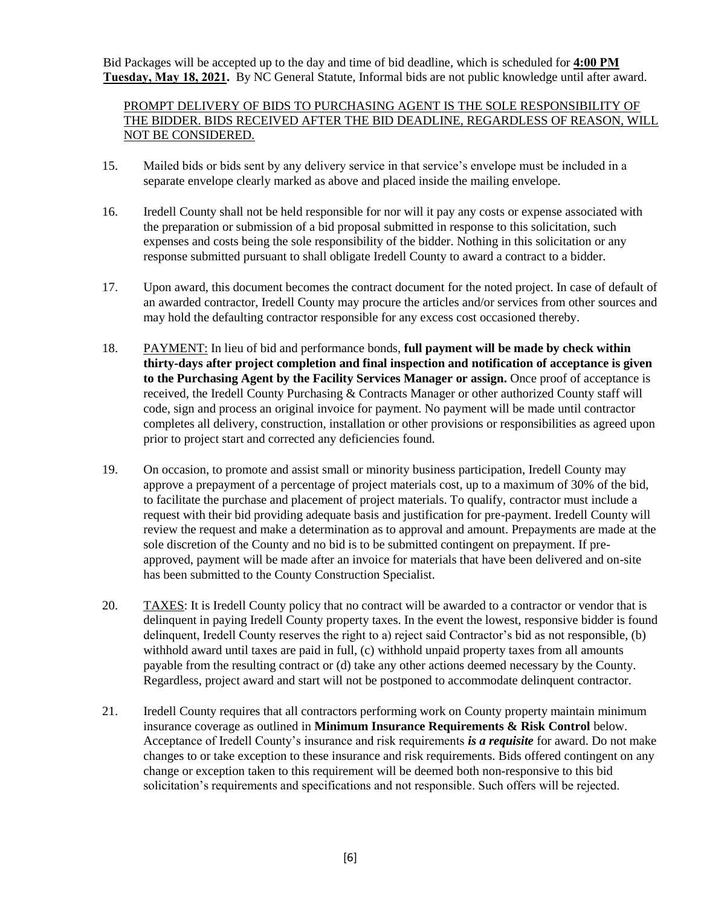Bid Packages will be accepted up to the day and time of bid deadline, which is scheduled for **4:00 PM Tuesday, May 18, 2021.** By NC General Statute, Informal bids are not public knowledge until after award.

PROMPT DELIVERY OF BIDS TO PURCHASING AGENT IS THE SOLE RESPONSIBILITY OF THE BIDDER. BIDS RECEIVED AFTER THE BID DEADLINE, REGARDLESS OF REASON, WILL NOT BE CONSIDERED.

15. Mailed bids or bids sent by any delivery service in that service's envelope must be included in a separate envelope clearly marked as above and placed inside the mailing envelope.

16. Iredell County shall not be held responsible for nor will it pay any costs or expense associated with the preparation or submission of a bid proposal submitted in response to this solicitation, such expenses and costs being the sole responsibility of the bidder. Nothing in this solicitation or any response submitted pursuant to shall obligate Iredell County to award a contract to a bidder.

17. Upon award, this document becomes the contract document for the noted project. In case of default of an awarded contractor, Iredell County may procure the articles and/or services from other sources and may hold the defaulting contractor responsible for any excess cost occasioned thereby.

18. PAYMENT: In lieu of bid and performance bonds, **full payment will be made by check within thirty-days after project completion and final inspection and notification of acceptance is given to the Purchasing Agent by the Facility Services Manager or assign.** Once proof of acceptance is received, the Iredell County Purchasing & Contracts Manager or other authorized County staff will code, sign and process an original invoice for payment. No payment will be made until contractor completes all delivery, construction, installation or other provisions or responsibilities as agreed upon prior to project start and corrected any deficiencies found.

19. On occasion, to promote and assist small or minority business participation, Iredell County may approve a prepayment of a percentage of project materials cost, up to a maximum of 30% of the bid, to facilitate the purchase and placement of project materials. To qualify, contractor must include a request with their bid providing adequate basis and justification for pre-payment. Iredell County will review the request and make a determination as to approval and amount. Prepayments are made at the sole discretion of the County and no bid is to be submitted contingent on prepayment. If pre-approved, payment will be made after an invoice for materials that have been delivered and on-site has been submitted to the County Construction Specialist.

20. TAXES: It is Iredell County policy that no contract will be awarded to a contractor or vendor that is delinquent in paying Iredell County property taxes. In the event the lowest, responsive bidder is found delinquent, Iredell County reserves the right to a) reject said Contractor's bid as not responsible, (b) withhold award until taxes are paid in full, (c) withhold unpaid property taxes from all amounts payable from the resulting contract or (d) take any other actions deemed necessary by the County. Regardless, project award and start will not be postponed to accommodate delinquent contractor.

21. Iredell County requires that all contractors performing work on County property maintain minimum insurance coverage as outlined in **Minimum Insurance Requirements & Risk Control** below. Acceptance of Iredell County's insurance and risk requirements ***is a requisite*** for award. Do not make changes to or take exception to these insurance and risk requirements. Bids offered contingent on any change or exception taken to this requirement will be deemed both non-responsive to this bid solicitation's requirements and specifications and not responsible. Such offers will be rejected.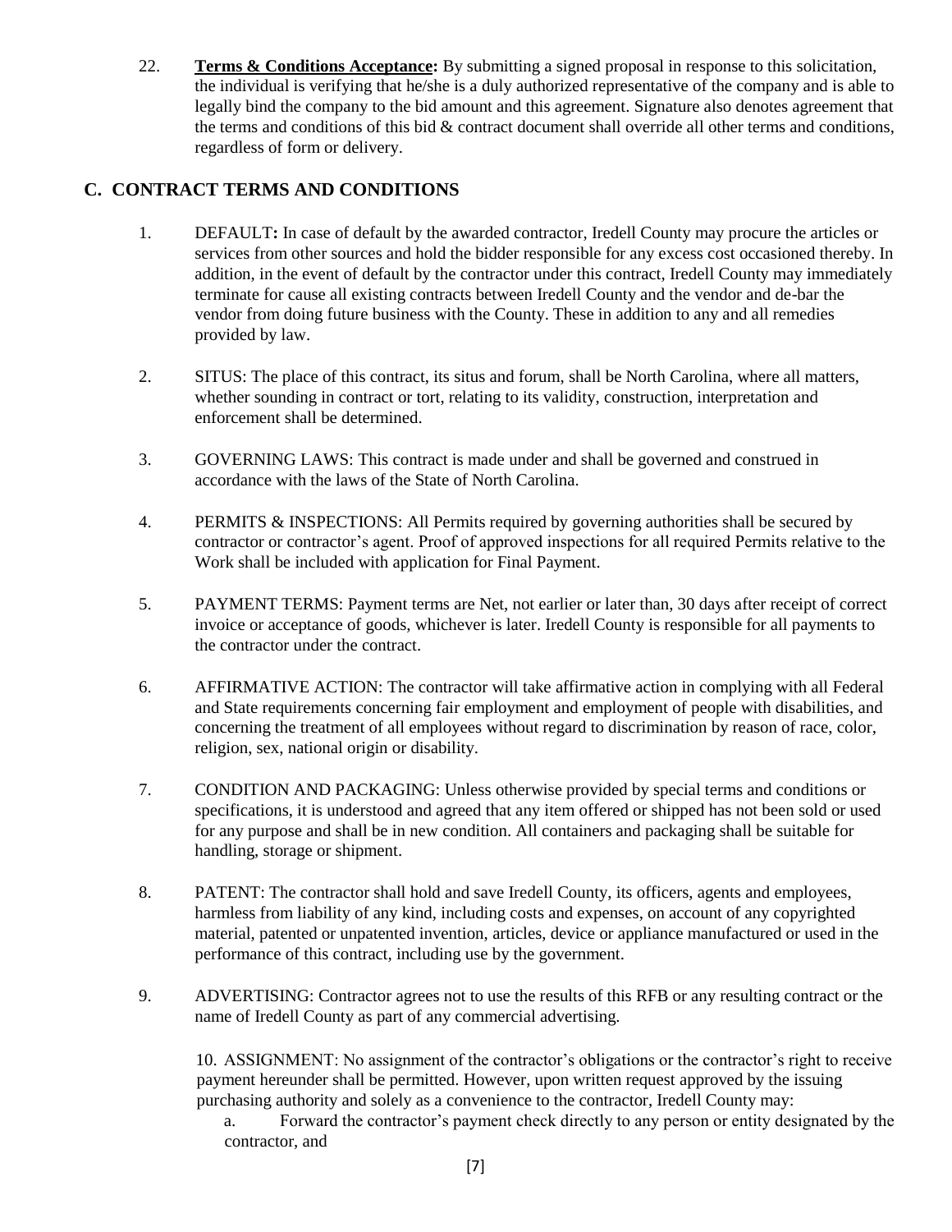22. **Terms & Conditions Acceptance:** By submitting a signed proposal in response to this solicitation, the individual is verifying that he/she is a duly authorized representative of the company and is able to legally bind the company to the bid amount and this agreement. Signature also denotes agreement that the terms and conditions of this bid & contract document shall override all other terms and conditions, regardless of form or delivery.

## C. CONTRACT TERMS AND CONDITIONS

1. DEFAULT**:** In case of default by the awarded contractor, Iredell County may procure the articles or services from other sources and hold the bidder responsible for any excess cost occasioned thereby. In addition, in the event of default by the contractor under this contract, Iredell County may immediately terminate for cause all existing contracts between Iredell County and the vendor and de-bar the vendor from doing future business with the County. These in addition to any and all remedies provided by law.

2. SITUS: The place of this contract, its situs and forum, shall be North Carolina, where all matters, whether sounding in contract or tort, relating to its validity, construction, interpretation and enforcement shall be determined.

3. GOVERNING LAWS: This contract is made under and shall be governed and construed in accordance with the laws of the State of North Carolina.

4. PERMITS & INSPECTIONS: All Permits required by governing authorities shall be secured by contractor or contractor's agent. Proof of approved inspections for all required Permits relative to the Work shall be included with application for Final Payment.

5. PAYMENT TERMS: Payment terms are Net, not earlier or later than, 30 days after receipt of correct invoice or acceptance of goods, whichever is later. Iredell County is responsible for all payments to the contractor under the contract.

6. AFFIRMATIVE ACTION: The contractor will take affirmative action in complying with all Federal and State requirements concerning fair employment and employment of people with disabilities, and concerning the treatment of all employees without regard to discrimination by reason of race, color, religion, sex, national origin or disability.

7. CONDITION AND PACKAGING: Unless otherwise provided by special terms and conditions or specifications, it is understood and agreed that any item offered or shipped has not been sold or used for any purpose and shall be in new condition. All containers and packaging shall be suitable for handling, storage or shipment.

8. PATENT: The contractor shall hold and save Iredell County, its officers, agents and employees, harmless from liability of any kind, including costs and expenses, on account of any copyrighted material, patented or unpatented invention, articles, device or appliance manufactured or used in the performance of this contract, including use by the government.

9. ADVERTISING: Contractor agrees not to use the results of this RFB or any resulting contract or the name of Iredell County as part of any commercial advertising.

10. ASSIGNMENT: No assignment of the contractor's obligations or the contractor's right to receive payment hereunder shall be permitted. However, upon written request approved by the issuing purchasing authority and solely as a convenience to the contractor, Iredell County may:

    a. Forward the contractor's payment check directly to any person or entity designated by the contractor, and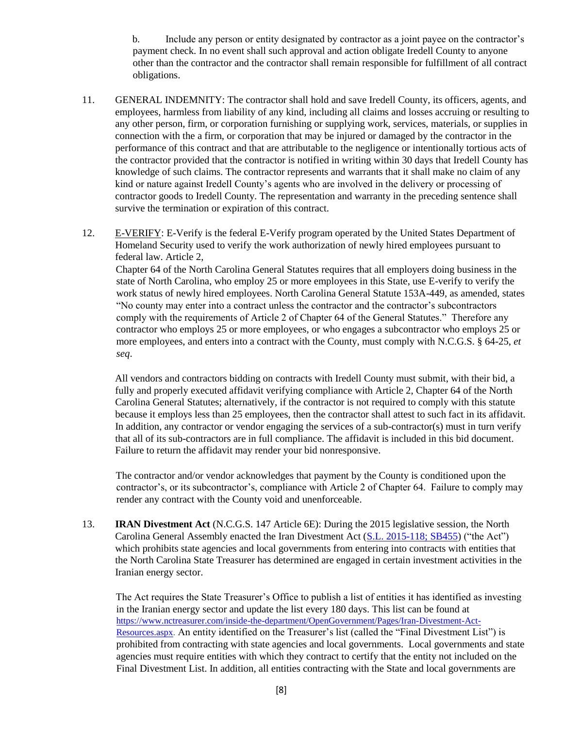b. Include any person or entity designated by contractor as a joint payee on the contractor's payment check. In no event shall such approval and action obligate Iredell County to anyone other than the contractor and the contractor shall remain responsible for fulfillment of all contract obligations.

11. GENERAL INDEMNITY: The contractor shall hold and save Iredell County, its officers, agents, and employees, harmless from liability of any kind, including all claims and losses accruing or resulting to any other person, firm, or corporation furnishing or supplying work, services, materials, or supplies in connection with the a firm, or corporation that may be injured or damaged by the contractor in the performance of this contract and that are attributable to the negligence or intentionally tortious acts of the contractor provided that the contractor is notified in writing within 30 days that Iredell County has knowledge of such claims. The contractor represents and warrants that it shall make no claim of any kind or nature against Iredell County's agents who are involved in the delivery or processing of contractor goods to Iredell County. The representation and warranty in the preceding sentence shall survive the termination or expiration of this contract.

12. E-VERIFY: E-Verify is the federal E-Verify program operated by the United States Department of Homeland Security used to verify the work authorization of newly hired employees pursuant to federal law. Article 2, Chapter 64 of the North Carolina General Statutes requires that all employers doing business in the state of North Carolina, who employ 25 or more employees in this State, use E-verify to verify the work status of newly hired employees. North Carolina General Statute 153A-449, as amended, states "No county may enter into a contract unless the contractor and the contractor's subcontractors comply with the requirements of Article 2 of Chapter 64 of the General Statutes." Therefore any contractor who employs 25 or more employees, or who engages a subcontractor who employs 25 or more employees, and enters into a contract with the County, must comply with N.C.G.S. § 64-25, *et seq*.

    All vendors and contractors bidding on contracts with Iredell County must submit, with their bid, a fully and properly executed affidavit verifying compliance with Article 2, Chapter 64 of the North Carolina General Statutes; alternatively, if the contractor is not required to comply with this statute because it employs less than 25 employees, then the contractor shall attest to such fact in its affidavit. In addition, any contractor or vendor engaging the services of a sub-contractor(s) must in turn verify that all of its sub-contractors are in full compliance. The affidavit is included in this bid document. Failure to return the affidavit may render your bid nonresponsive.

    The contractor and/or vendor acknowledges that payment by the County is conditioned upon the contractor's, or its subcontractor's, compliance with Article 2 of Chapter 64. Failure to comply may render any contract with the County void and unenforceable.

13. **IRAN Divestment Act** (N.C.G.S. 147 Article 6E): During the 2015 legislative session, the North Carolina General Assembly enacted the Iran Divestment Act (S.L. 2015-118; SB455) ("the Act") which prohibits state agencies and local governments from entering into contracts with entities that the North Carolina State Treasurer has determined are engaged in certain investment activities in the Iranian energy sector.

    The Act requires the State Treasurer's Office to publish a list of entities it has identified as investing in the Iranian energy sector and update the list every 180 days. This list can be found at https://www.nctreasurer.com/inside-the-department/OpenGovernment/Pages/Iran-Divestment-Act-Resources.aspx. An entity identified on the Treasurer's list (called the "Final Divestment List") is prohibited from contracting with state agencies and local governments. Local governments and state agencies must require entities with which they contract to certify that the entity not included on the Final Divestment List. In addition, all entities contracting with the State and local governments are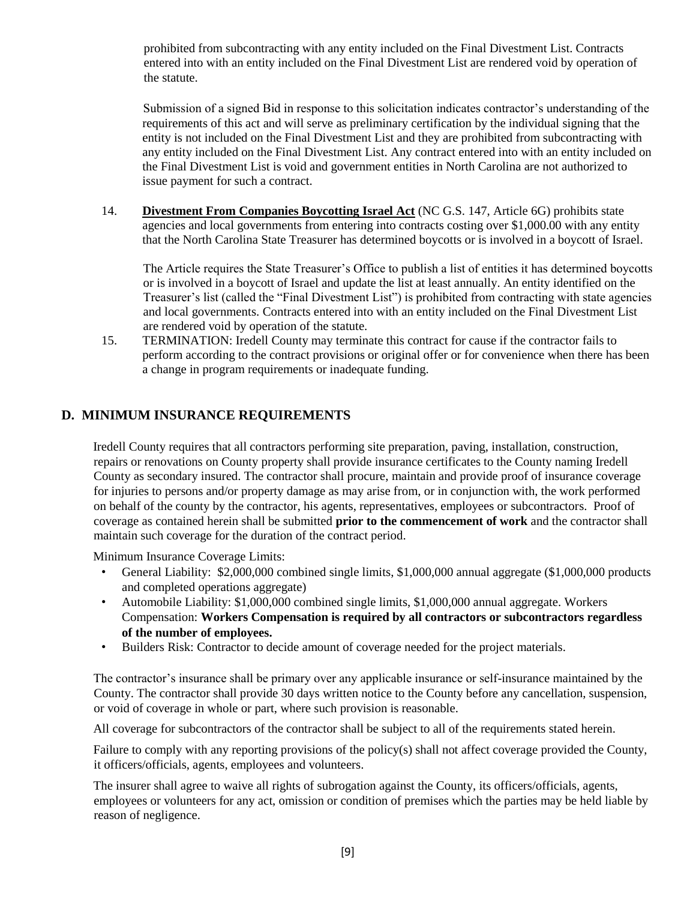prohibited from subcontracting with any entity included on the Final Divestment List. Contracts entered into with an entity included on the Final Divestment List are rendered void by operation of the statute.

Submission of a signed Bid in response to this solicitation indicates contractor's understanding of the requirements of this act and will serve as preliminary certification by the individual signing that the entity is not included on the Final Divestment List and they are prohibited from subcontracting with any entity included on the Final Divestment List. Any contract entered into with an entity included on the Final Divestment List is void and government entities in North Carolina are not authorized to issue payment for such a contract.

14. **Divestment From Companies Boycotting Israel Act** (NC G.S. 147, Article 6G) prohibits state agencies and local governments from entering into contracts costing over $1,000.00 with any entity that the North Carolina State Treasurer has determined boycotts or is involved in a boycott of Israel.

    The Article requires the State Treasurer's Office to publish a list of entities it has determined boycotts or is involved in a boycott of Israel and update the list at least annually. An entity identified on the Treasurer's list (called the "Final Divestment List") is prohibited from contracting with state agencies and local governments. Contracts entered into with an entity included on the Final Divestment List are rendered void by operation of the statute.

15. TERMINATION: Iredell County may terminate this contract for cause if the contractor fails to perform according to the contract provisions or original offer or for convenience when there has been a change in program requirements or inadequate funding.

## D. MINIMUM INSURANCE REQUIREMENTS

Iredell County requires that all contractors performing site preparation, paving, installation, construction, repairs or renovations on County property shall provide insurance certificates to the County naming Iredell County as secondary insured. The contractor shall procure, maintain and provide proof of insurance coverage for injuries to persons and/or property damage as may arise from, or in conjunction with, the work performed on behalf of the county by the contractor, his agents, representatives, employees or subcontractors. Proof of coverage as contained herein shall be submitted **prior to the commencement of work** and the contractor shall maintain such coverage for the duration of the contract period.

Minimum Insurance Coverage Limits:

- General Liability: $2,000,000 combined single limits, $1,000,000 annual aggregate ($1,000,000 products and completed operations aggregate)
- Automobile Liability: $1,000,000 combined single limits, $1,000,000 annual aggregate. Workers Compensation: **Workers Compensation is required by all contractors or subcontractors regardless of the number of employees.**
- Builders Risk: Contractor to decide amount of coverage needed for the project materials.

The contractor's insurance shall be primary over any applicable insurance or self-insurance maintained by the County. The contractor shall provide 30 days written notice to the County before any cancellation, suspension, or void of coverage in whole or part, where such provision is reasonable.

All coverage for subcontractors of the contractor shall be subject to all of the requirements stated herein.

Failure to comply with any reporting provisions of the policy(s) shall not affect coverage provided the County, it officers/officials, agents, employees and volunteers.

The insurer shall agree to waive all rights of subrogation against the County, its officers/officials, agents, employees or volunteers for any act, omission or condition of premises which the parties may be held liable by reason of negligence.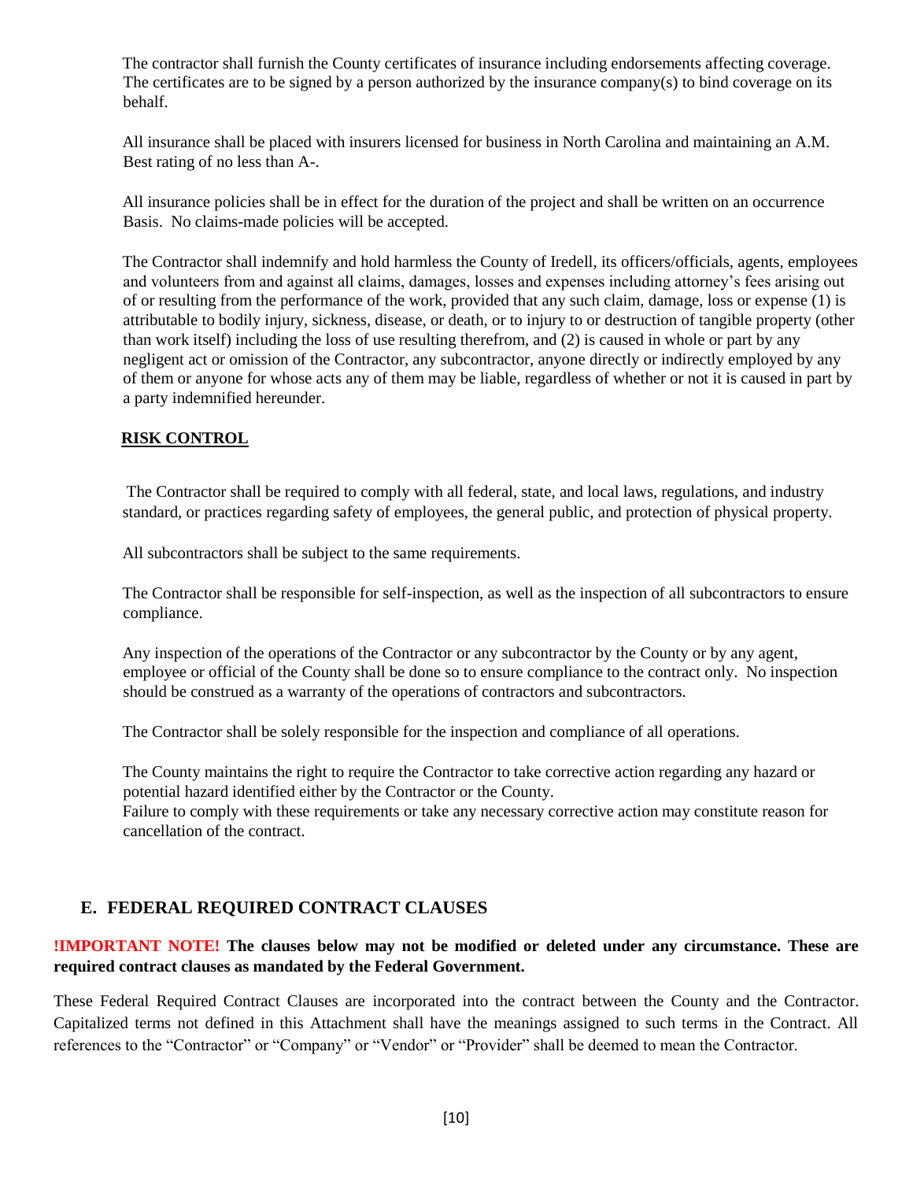The contractor shall furnish the County certificates of insurance including endorsements affecting coverage. The certificates are to be signed by a person authorized by the insurance company(s) to bind coverage on its behalf.

All insurance shall be placed with insurers licensed for business in North Carolina and maintaining an A.M. Best rating of no less than A-.

All insurance policies shall be in effect for the duration of the project and shall be written on an occurrence Basis. No claims-made policies will be accepted.

The Contractor shall indemnify and hold harmless the County of Iredell, its officers/officials, agents, employees and volunteers from and against all claims, damages, losses and expenses including attorney's fees arising out of or resulting from the performance of the work, provided that any such claim, damage, loss or expense (1) is attributable to bodily injury, sickness, disease, or death, or to injury to or destruction of tangible property (other than work itself) including the loss of use resulting therefrom, and (2) is caused in whole or part by any negligent act or omission of the Contractor, any subcontractor, anyone directly or indirectly employed by any of them or anyone for whose acts any of them may be liable, regardless of whether or not it is caused in part by a party indemnified hereunder.

**RISK CONTROL**

The Contractor shall be required to comply with all federal, state, and local laws, regulations, and industry standard, or practices regarding safety of employees, the general public, and protection of physical property.

All subcontractors shall be subject to the same requirements.

The Contractor shall be responsible for self-inspection, as well as the inspection of all subcontractors to ensure compliance.

Any inspection of the operations of the Contractor or any subcontractor by the County or by any agent, employee or official of the County shall be done so to ensure compliance to the contract only. No inspection should be construed as a warranty of the operations of contractors and subcontractors.

The Contractor shall be solely responsible for the inspection and compliance of all operations.

The County maintains the right to require the Contractor to take corrective action regarding any hazard or potential hazard identified either by the Contractor or the County.
Failure to comply with these requirements or take any necessary corrective action may constitute reason for cancellation of the contract.

## E. FEDERAL REQUIRED CONTRACT CLAUSES

**!IMPORTANT NOTE! The clauses below may not be modified or deleted under any circumstance. These are required contract clauses as mandated by the Federal Government.**

These Federal Required Contract Clauses are incorporated into the contract between the County and the Contractor. Capitalized terms not defined in this Attachment shall have the meanings assigned to such terms in the Contract. All references to the "Contractor" or "Company" or "Vendor" or "Provider" shall be deemed to mean the Contractor.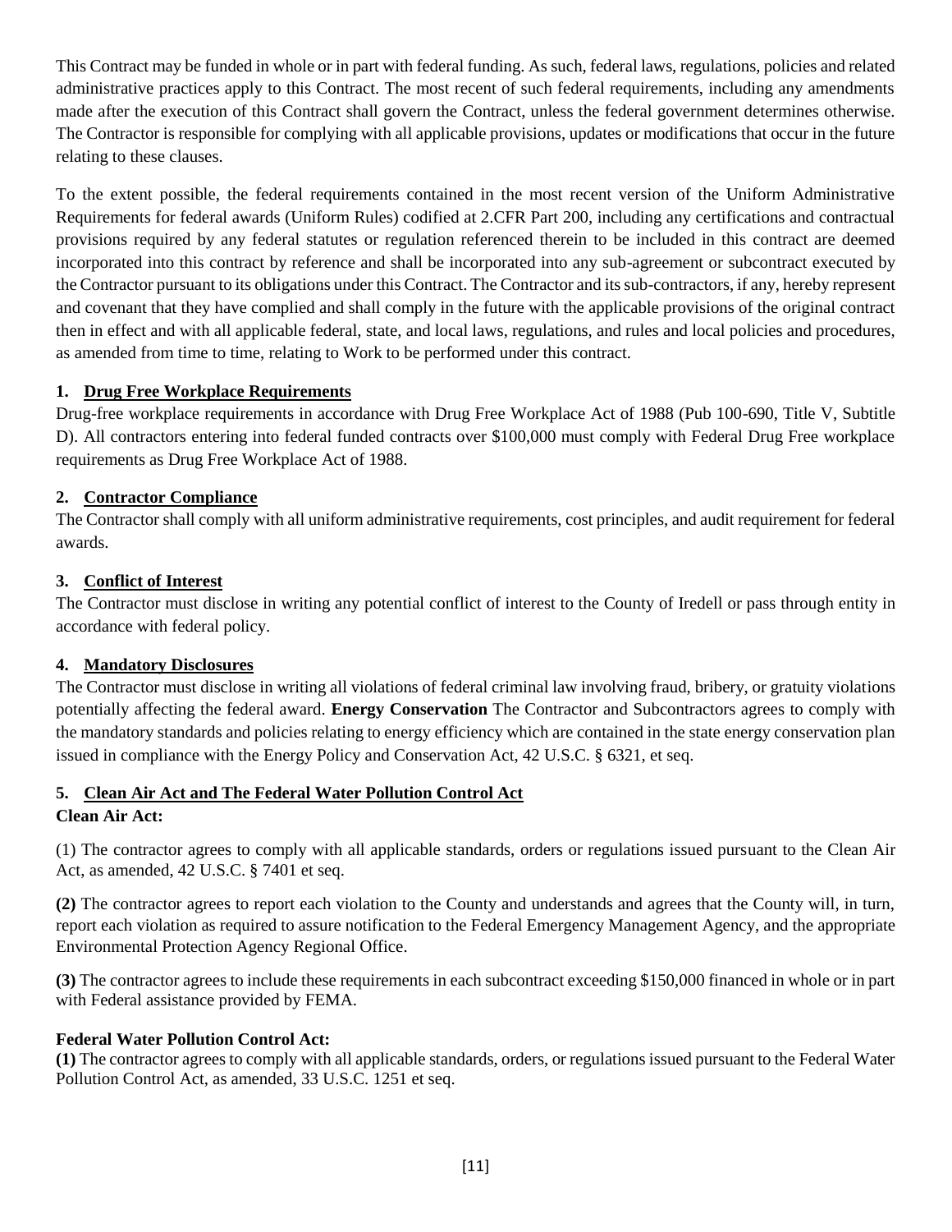This Contract may be funded in whole or in part with federal funding. As such, federal laws, regulations, policies and related administrative practices apply to this Contract. The most recent of such federal requirements, including any amendments made after the execution of this Contract shall govern the Contract, unless the federal government determines otherwise. The Contractor is responsible for complying with all applicable provisions, updates or modifications that occur in the future relating to these clauses.

To the extent possible, the federal requirements contained in the most recent version of the Uniform Administrative Requirements for federal awards (Uniform Rules) codified at 2.CFR Part 200, including any certifications and contractual provisions required by any federal statutes or regulation referenced therein to be included in this contract are deemed incorporated into this contract by reference and shall be incorporated into any sub-agreement or subcontract executed by the Contractor pursuant to its obligations under this Contract. The Contractor and its sub-contractors, if any, hereby represent and covenant that they have complied and shall comply in the future with the applicable provisions of the original contract then in effect and with all applicable federal, state, and local laws, regulations, and rules and local policies and procedures, as amended from time to time, relating to Work to be performed under this contract.

**1. Drug Free Workplace Requirements**

Drug-free workplace requirements in accordance with Drug Free Workplace Act of 1988 (Pub 100-690, Title V, Subtitle D). All contractors entering into federal funded contracts over $100,000 must comply with Federal Drug Free workplace requirements as Drug Free Workplace Act of 1988.

**2. Contractor Compliance**

The Contractor shall comply with all uniform administrative requirements, cost principles, and audit requirement for federal awards.

**3. Conflict of Interest**

The Contractor must disclose in writing any potential conflict of interest to the County of Iredell or pass through entity in accordance with federal policy.

**4. Mandatory Disclosures**

The Contractor must disclose in writing all violations of federal criminal law involving fraud, bribery, or gratuity violations potentially affecting the federal award. **Energy Conservation** The Contractor and Subcontractors agrees to comply with the mandatory standards and policies relating to energy efficiency which are contained in the state energy conservation plan issued in compliance with the Energy Policy and Conservation Act, 42 U.S.C. § 6321, et seq.

**5. Clean Air Act and The Federal Water Pollution Control Act**

**Clean Air Act:**

(1) The contractor agrees to comply with all applicable standards, orders or regulations issued pursuant to the Clean Air Act, as amended, 42 U.S.C. § 7401 et seq.

**(2)** The contractor agrees to report each violation to the County and understands and agrees that the County will, in turn, report each violation as required to assure notification to the Federal Emergency Management Agency, and the appropriate Environmental Protection Agency Regional Office.

**(3)** The contractor agrees to include these requirements in each subcontract exceeding $150,000 financed in whole or in part with Federal assistance provided by FEMA.

**Federal Water Pollution Control Act:**

**(1)** The contractor agrees to comply with all applicable standards, orders, or regulations issued pursuant to the Federal Water Pollution Control Act, as amended, 33 U.S.C. 1251 et seq.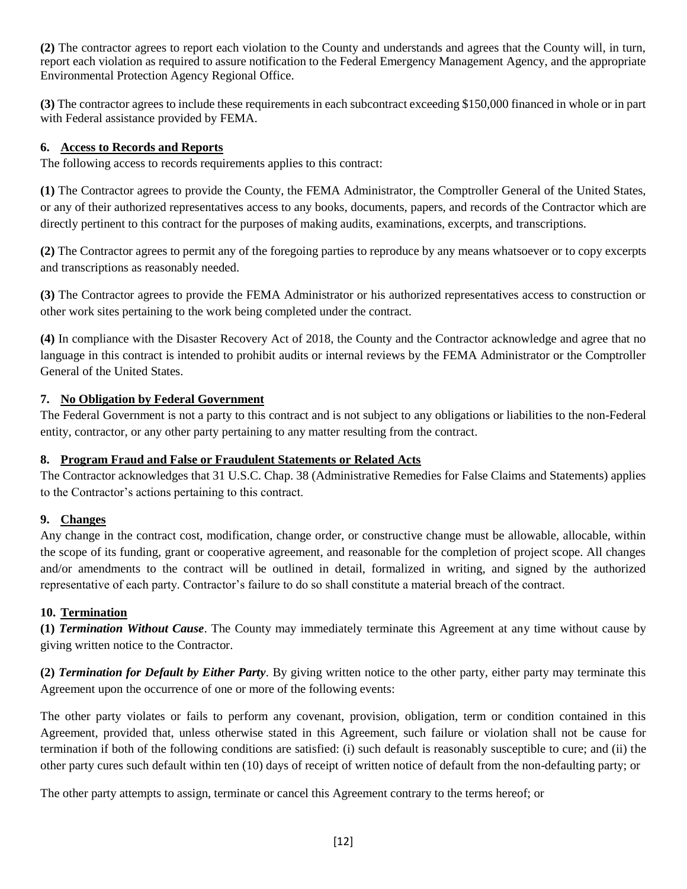**(2)** The contractor agrees to report each violation to the County and understands and agrees that the County will, in turn, report each violation as required to assure notification to the Federal Emergency Management Agency, and the appropriate Environmental Protection Agency Regional Office.

**(3)** The contractor agrees to include these requirements in each subcontract exceeding $150,000 financed in whole or in part with Federal assistance provided by FEMA.

### 6. Access to Records and Reports

The following access to records requirements applies to this contract:

**(1)** The Contractor agrees to provide the County, the FEMA Administrator, the Comptroller General of the United States, or any of their authorized representatives access to any books, documents, papers, and records of the Contractor which are directly pertinent to this contract for the purposes of making audits, examinations, excerpts, and transcriptions.

**(2)** The Contractor agrees to permit any of the foregoing parties to reproduce by any means whatsoever or to copy excerpts and transcriptions as reasonably needed.

**(3)** The Contractor agrees to provide the FEMA Administrator or his authorized representatives access to construction or other work sites pertaining to the work being completed under the contract.

**(4)** In compliance with the Disaster Recovery Act of 2018, the County and the Contractor acknowledge and agree that no language in this contract is intended to prohibit audits or internal reviews by the FEMA Administrator or the Comptroller General of the United States.

### 7. No Obligation by Federal Government

The Federal Government is not a party to this contract and is not subject to any obligations or liabilities to the non-Federal entity, contractor, or any other party pertaining to any matter resulting from the contract.

### 8. Program Fraud and False or Fraudulent Statements or Related Acts

The Contractor acknowledges that 31 U.S.C. Chap. 38 (Administrative Remedies for False Claims and Statements) applies to the Contractor's actions pertaining to this contract.

### 9. Changes

Any change in the contract cost, modification, change order, or constructive change must be allowable, allocable, within the scope of its funding, grant or cooperative agreement, and reasonable for the completion of project scope. All changes and/or amendments to the contract will be outlined in detail, formalized in writing, and signed by the authorized representative of each party. Contractor's failure to do so shall constitute a material breach of the contract.

### 10. Termination

**(1)** ***Termination Without Cause***. The County may immediately terminate this Agreement at any time without cause by giving written notice to the Contractor.

**(2)** ***Termination for Default by Either Party***. By giving written notice to the other party, either party may terminate this Agreement upon the occurrence of one or more of the following events:

The other party violates or fails to perform any covenant, provision, obligation, term or condition contained in this Agreement, provided that, unless otherwise stated in this Agreement, such failure or violation shall not be cause for termination if both of the following conditions are satisfied: (i) such default is reasonably susceptible to cure; and (ii) the other party cures such default within ten (10) days of receipt of written notice of default from the non-defaulting party; or

The other party attempts to assign, terminate or cancel this Agreement contrary to the terms hereof; or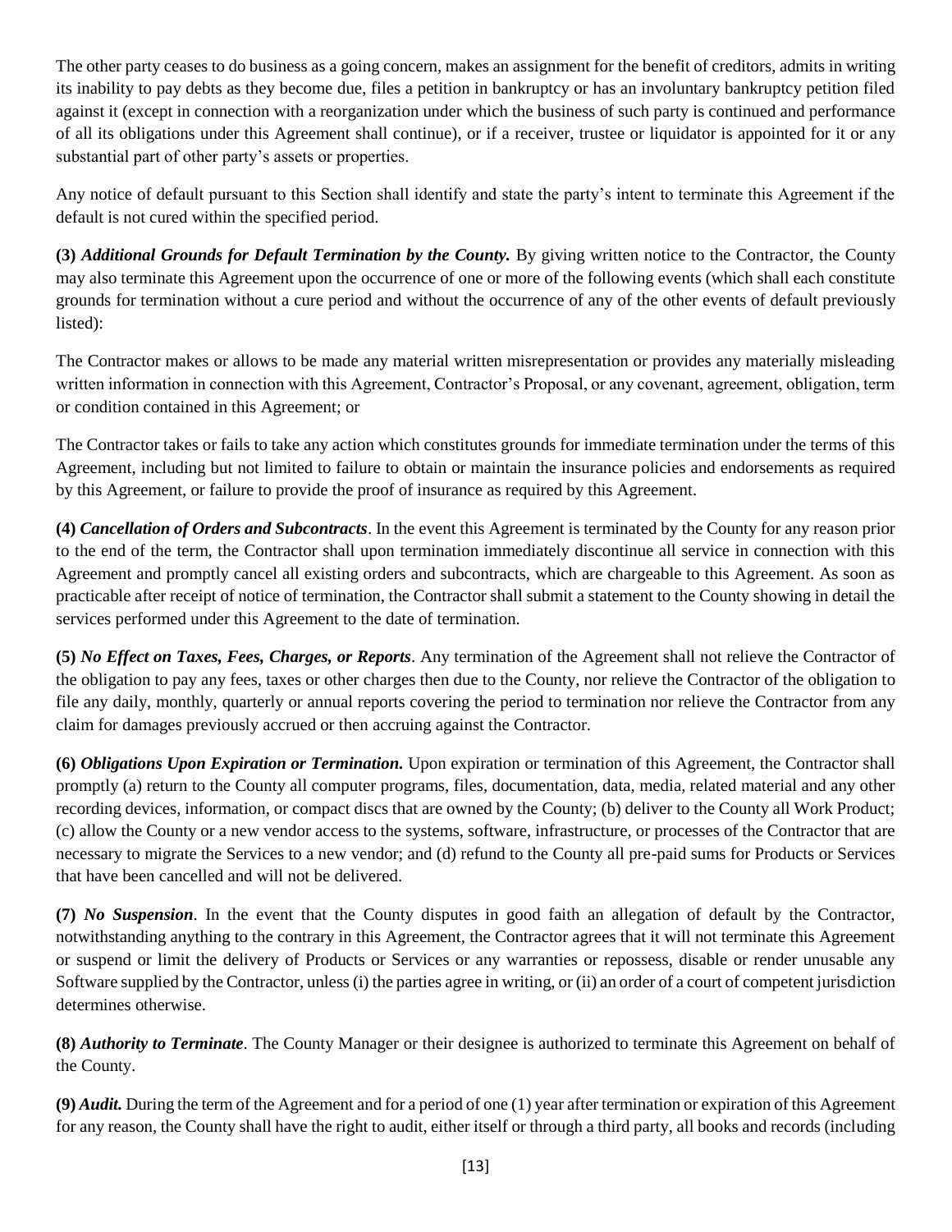The other party ceases to do business as a going concern, makes an assignment for the benefit of creditors, admits in writing its inability to pay debts as they become due, files a petition in bankruptcy or has an involuntary bankruptcy petition filed against it (except in connection with a reorganization under which the business of such party is continued and performance of all its obligations under this Agreement shall continue), or if a receiver, trustee or liquidator is appointed for it or any substantial part of other party's assets or properties.

Any notice of default pursuant to this Section shall identify and state the party's intent to terminate this Agreement if the default is not cured within the specified period.

**(3)** ***Additional Grounds for Default Termination by the County.*** By giving written notice to the Contractor, the County may also terminate this Agreement upon the occurrence of one or more of the following events (which shall each constitute grounds for termination without a cure period and without the occurrence of any of the other events of default previously listed):

The Contractor makes or allows to be made any material written misrepresentation or provides any materially misleading written information in connection with this Agreement, Contractor's Proposal, or any covenant, agreement, obligation, term or condition contained in this Agreement; or

The Contractor takes or fails to take any action which constitutes grounds for immediate termination under the terms of this Agreement, including but not limited to failure to obtain or maintain the insurance policies and endorsements as required by this Agreement, or failure to provide the proof of insurance as required by this Agreement.

**(4)** ***Cancellation of Orders and Subcontracts***. In the event this Agreement is terminated by the County for any reason prior to the end of the term, the Contractor shall upon termination immediately discontinue all service in connection with this Agreement and promptly cancel all existing orders and subcontracts, which are chargeable to this Agreement. As soon as practicable after receipt of notice of termination, the Contractor shall submit a statement to the County showing in detail the services performed under this Agreement to the date of termination.

**(5)** ***No Effect on Taxes, Fees, Charges, or Reports***. Any termination of the Agreement shall not relieve the Contractor of the obligation to pay any fees, taxes or other charges then due to the County, nor relieve the Contractor of the obligation to file any daily, monthly, quarterly or annual reports covering the period to termination nor relieve the Contractor from any claim for damages previously accrued or then accruing against the Contractor.

**(6)** ***Obligations Upon Expiration or Termination.*** Upon expiration or termination of this Agreement, the Contractor shall promptly (a) return to the County all computer programs, files, documentation, data, media, related material and any other recording devices, information, or compact discs that are owned by the County; (b) deliver to the County all Work Product; (c) allow the County or a new vendor access to the systems, software, infrastructure, or processes of the Contractor that are necessary to migrate the Services to a new vendor; and (d) refund to the County all pre-paid sums for Products or Services that have been cancelled and will not be delivered.

**(7)** ***No Suspension***. In the event that the County disputes in good faith an allegation of default by the Contractor, notwithstanding anything to the contrary in this Agreement, the Contractor agrees that it will not terminate this Agreement or suspend or limit the delivery of Products or Services or any warranties or repossess, disable or render unusable any Software supplied by the Contractor, unless (i) the parties agree in writing, or (ii) an order of a court of competent jurisdiction determines otherwise.

**(8)** ***Authority to Terminate***. The County Manager or their designee is authorized to terminate this Agreement on behalf of the County.

**(9)** ***Audit.*** During the term of the Agreement and for a period of one (1) year after termination or expiration of this Agreement for any reason, the County shall have the right to audit, either itself or through a third party, all books and records (including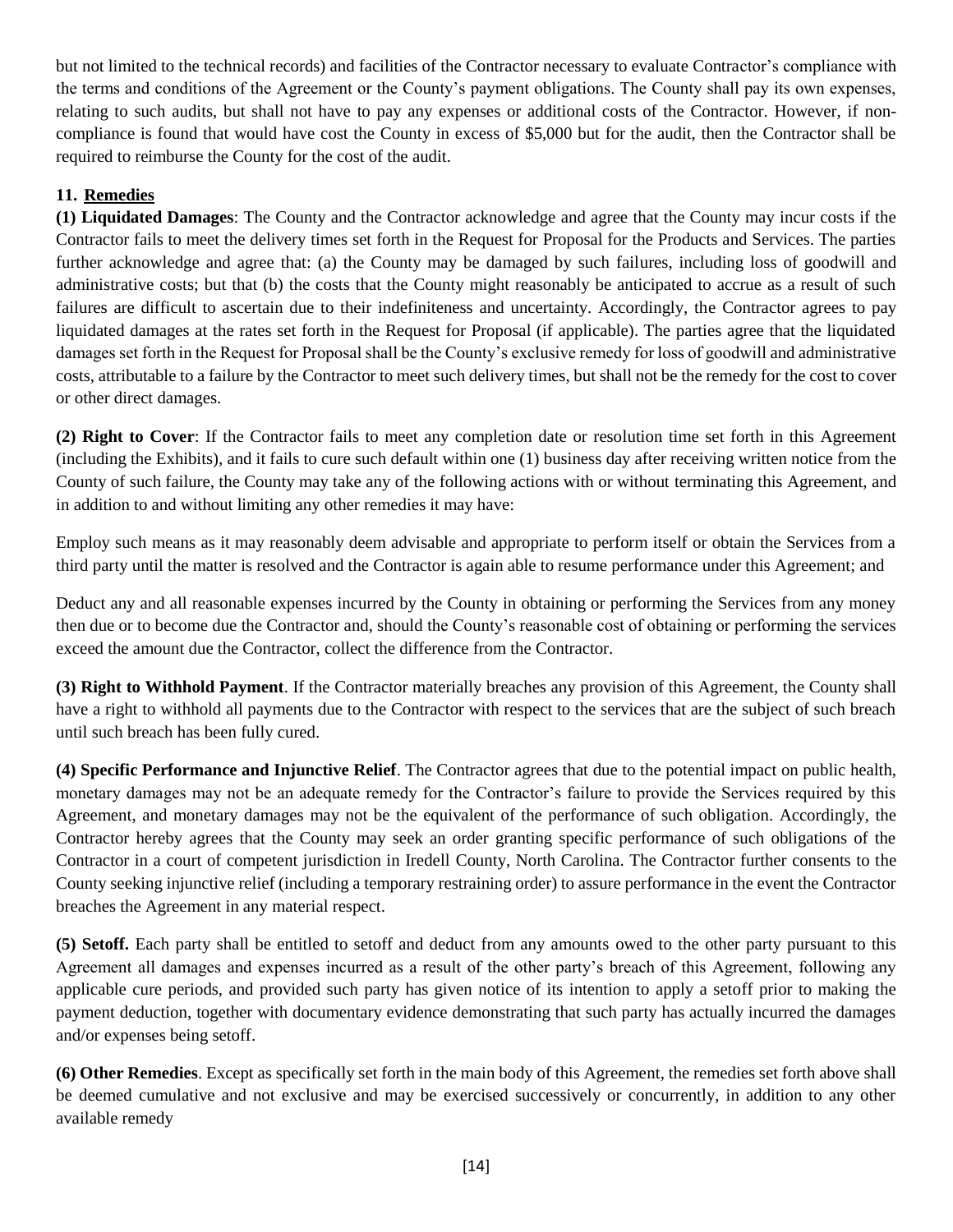but not limited to the technical records) and facilities of the Contractor necessary to evaluate Contractor's compliance with the terms and conditions of the Agreement or the County's payment obligations. The County shall pay its own expenses, relating to such audits, but shall not have to pay any expenses or additional costs of the Contractor. However, if non-compliance is found that would have cost the County in excess of $5,000 but for the audit, then the Contractor shall be required to reimburse the County for the cost of the audit.

## 11. Remedies

**(1) Liquidated Damages**: The County and the Contractor acknowledge and agree that the County may incur costs if the Contractor fails to meet the delivery times set forth in the Request for Proposal for the Products and Services. The parties further acknowledge and agree that: (a) the County may be damaged by such failures, including loss of goodwill and administrative costs; but that (b) the costs that the County might reasonably be anticipated to accrue as a result of such failures are difficult to ascertain due to their indefiniteness and uncertainty. Accordingly, the Contractor agrees to pay liquidated damages at the rates set forth in the Request for Proposal (if applicable). The parties agree that the liquidated damages set forth in the Request for Proposal shall be the County's exclusive remedy for loss of goodwill and administrative costs, attributable to a failure by the Contractor to meet such delivery times, but shall not be the remedy for the cost to cover or other direct damages.

**(2) Right to Cover**: If the Contractor fails to meet any completion date or resolution time set forth in this Agreement (including the Exhibits), and it fails to cure such default within one (1) business day after receiving written notice from the County of such failure, the County may take any of the following actions with or without terminating this Agreement, and in addition to and without limiting any other remedies it may have:

Employ such means as it may reasonably deem advisable and appropriate to perform itself or obtain the Services from a third party until the matter is resolved and the Contractor is again able to resume performance under this Agreement; and

Deduct any and all reasonable expenses incurred by the County in obtaining or performing the Services from any money then due or to become due the Contractor and, should the County's reasonable cost of obtaining or performing the services exceed the amount due the Contractor, collect the difference from the Contractor.

**(3) Right to Withhold Payment**. If the Contractor materially breaches any provision of this Agreement, the County shall have a right to withhold all payments due to the Contractor with respect to the services that are the subject of such breach until such breach has been fully cured.

**(4) Specific Performance and Injunctive Relief**. The Contractor agrees that due to the potential impact on public health, monetary damages may not be an adequate remedy for the Contractor's failure to provide the Services required by this Agreement, and monetary damages may not be the equivalent of the performance of such obligation. Accordingly, the Contractor hereby agrees that the County may seek an order granting specific performance of such obligations of the Contractor in a court of competent jurisdiction in Iredell County, North Carolina. The Contractor further consents to the County seeking injunctive relief (including a temporary restraining order) to assure performance in the event the Contractor breaches the Agreement in any material respect.

**(5) Setoff.** Each party shall be entitled to setoff and deduct from any amounts owed to the other party pursuant to this Agreement all damages and expenses incurred as a result of the other party's breach of this Agreement, following any applicable cure periods, and provided such party has given notice of its intention to apply a setoff prior to making the payment deduction, together with documentary evidence demonstrating that such party has actually incurred the damages and/or expenses being setoff.

**(6) Other Remedies**. Except as specifically set forth in the main body of this Agreement, the remedies set forth above shall be deemed cumulative and not exclusive and may be exercised successively or concurrently, in addition to any other available remedy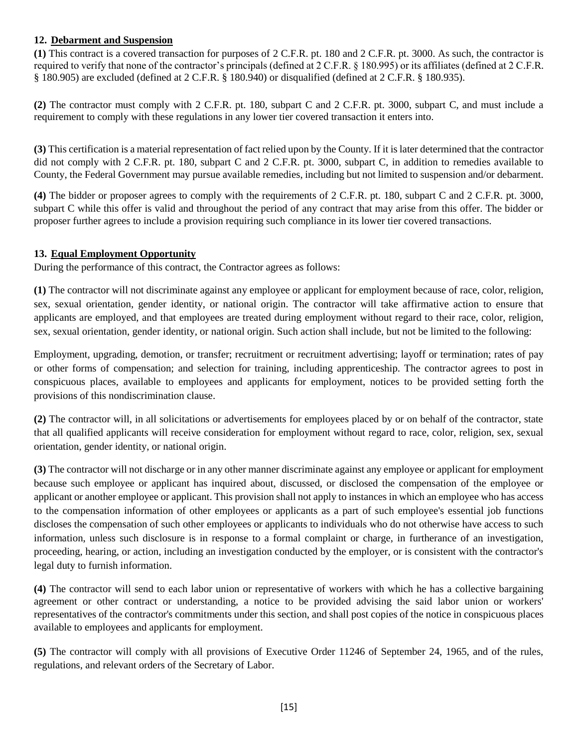## 12. Debarment and Suspension

**(1)** This contract is a covered transaction for purposes of 2 C.F.R. pt. 180 and 2 C.F.R. pt. 3000. As such, the contractor is required to verify that none of the contractor's principals (defined at 2 C.F.R. § 180.995) or its affiliates (defined at 2 C.F.R. § 180.905) are excluded (defined at 2 C.F.R. § 180.940) or disqualified (defined at 2 C.F.R. § 180.935).

**(2)** The contractor must comply with 2 C.F.R. pt. 180, subpart C and 2 C.F.R. pt. 3000, subpart C, and must include a requirement to comply with these regulations in any lower tier covered transaction it enters into.

**(3)** This certification is a material representation of fact relied upon by the County. If it is later determined that the contractor did not comply with 2 C.F.R. pt. 180, subpart C and 2 C.F.R. pt. 3000, subpart C, in addition to remedies available to County, the Federal Government may pursue available remedies, including but not limited to suspension and/or debarment.

**(4)** The bidder or proposer agrees to comply with the requirements of 2 C.F.R. pt. 180, subpart C and 2 C.F.R. pt. 3000, subpart C while this offer is valid and throughout the period of any contract that may arise from this offer. The bidder or proposer further agrees to include a provision requiring such compliance in its lower tier covered transactions.

## 13. Equal Employment Opportunity

During the performance of this contract, the Contractor agrees as follows:

**(1)** The contractor will not discriminate against any employee or applicant for employment because of race, color, religion, sex, sexual orientation, gender identity, or national origin. The contractor will take affirmative action to ensure that applicants are employed, and that employees are treated during employment without regard to their race, color, religion, sex, sexual orientation, gender identity, or national origin. Such action shall include, but not be limited to the following:

Employment, upgrading, demotion, or transfer; recruitment or recruitment advertising; layoff or termination; rates of pay or other forms of compensation; and selection for training, including apprenticeship. The contractor agrees to post in conspicuous places, available to employees and applicants for employment, notices to be provided setting forth the provisions of this nondiscrimination clause.

**(2)** The contractor will, in all solicitations or advertisements for employees placed by or on behalf of the contractor, state that all qualified applicants will receive consideration for employment without regard to race, color, religion, sex, sexual orientation, gender identity, or national origin.

**(3)** The contractor will not discharge or in any other manner discriminate against any employee or applicant for employment because such employee or applicant has inquired about, discussed, or disclosed the compensation of the employee or applicant or another employee or applicant. This provision shall not apply to instances in which an employee who has access to the compensation information of other employees or applicants as a part of such employee's essential job functions discloses the compensation of such other employees or applicants to individuals who do not otherwise have access to such information, unless such disclosure is in response to a formal complaint or charge, in furtherance of an investigation, proceeding, hearing, or action, including an investigation conducted by the employer, or is consistent with the contractor's legal duty to furnish information.

**(4)** The contractor will send to each labor union or representative of workers with which he has a collective bargaining agreement or other contract or understanding, a notice to be provided advising the said labor union or workers' representatives of the contractor's commitments under this section, and shall post copies of the notice in conspicuous places available to employees and applicants for employment.

**(5)** The contractor will comply with all provisions of Executive Order 11246 of September 24, 1965, and of the rules, regulations, and relevant orders of the Secretary of Labor.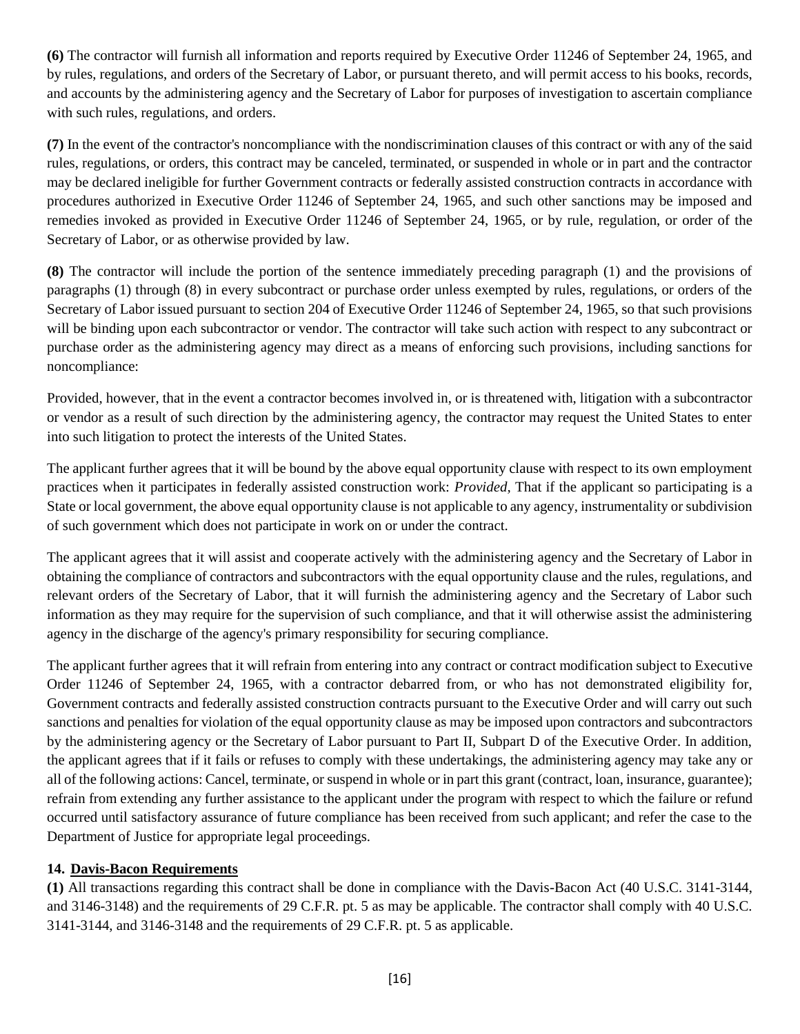**(6)** The contractor will furnish all information and reports required by Executive Order 11246 of September 24, 1965, and by rules, regulations, and orders of the Secretary of Labor, or pursuant thereto, and will permit access to his books, records, and accounts by the administering agency and the Secretary of Labor for purposes of investigation to ascertain compliance with such rules, regulations, and orders.

**(7)** In the event of the contractor's noncompliance with the nondiscrimination clauses of this contract or with any of the said rules, regulations, or orders, this contract may be canceled, terminated, or suspended in whole or in part and the contractor may be declared ineligible for further Government contracts or federally assisted construction contracts in accordance with procedures authorized in Executive Order 11246 of September 24, 1965, and such other sanctions may be imposed and remedies invoked as provided in Executive Order 11246 of September 24, 1965, or by rule, regulation, or order of the Secretary of Labor, or as otherwise provided by law.

**(8)** The contractor will include the portion of the sentence immediately preceding paragraph (1) and the provisions of paragraphs (1) through (8) in every subcontract or purchase order unless exempted by rules, regulations, or orders of the Secretary of Labor issued pursuant to section 204 of Executive Order 11246 of September 24, 1965, so that such provisions will be binding upon each subcontractor or vendor. The contractor will take such action with respect to any subcontract or purchase order as the administering agency may direct as a means of enforcing such provisions, including sanctions for noncompliance:

Provided, however, that in the event a contractor becomes involved in, or is threatened with, litigation with a subcontractor or vendor as a result of such direction by the administering agency, the contractor may request the United States to enter into such litigation to protect the interests of the United States.

The applicant further agrees that it will be bound by the above equal opportunity clause with respect to its own employment practices when it participates in federally assisted construction work: *Provided,* That if the applicant so participating is a State or local government, the above equal opportunity clause is not applicable to any agency, instrumentality or subdivision of such government which does not participate in work on or under the contract.

The applicant agrees that it will assist and cooperate actively with the administering agency and the Secretary of Labor in obtaining the compliance of contractors and subcontractors with the equal opportunity clause and the rules, regulations, and relevant orders of the Secretary of Labor, that it will furnish the administering agency and the Secretary of Labor such information as they may require for the supervision of such compliance, and that it will otherwise assist the administering agency in the discharge of the agency's primary responsibility for securing compliance.

The applicant further agrees that it will refrain from entering into any contract or contract modification subject to Executive Order 11246 of September 24, 1965, with a contractor debarred from, or who has not demonstrated eligibility for, Government contracts and federally assisted construction contracts pursuant to the Executive Order and will carry out such sanctions and penalties for violation of the equal opportunity clause as may be imposed upon contractors and subcontractors by the administering agency or the Secretary of Labor pursuant to Part II, Subpart D of the Executive Order. In addition, the applicant agrees that if it fails or refuses to comply with these undertakings, the administering agency may take any or all of the following actions: Cancel, terminate, or suspend in whole or in part this grant (contract, loan, insurance, guarantee); refrain from extending any further assistance to the applicant under the program with respect to which the failure or refund occurred until satisfactory assurance of future compliance has been received from such applicant; and refer the case to the Department of Justice for appropriate legal proceedings.

**14. Davis-Bacon Requirements**

**(1)** All transactions regarding this contract shall be done in compliance with the Davis-Bacon Act (40 U.S.C. 3141-3144, and 3146-3148) and the requirements of 29 C.F.R. pt. 5 as may be applicable. The contractor shall comply with 40 U.S.C. 3141-3144, and 3146-3148 and the requirements of 29 C.F.R. pt. 5 as applicable.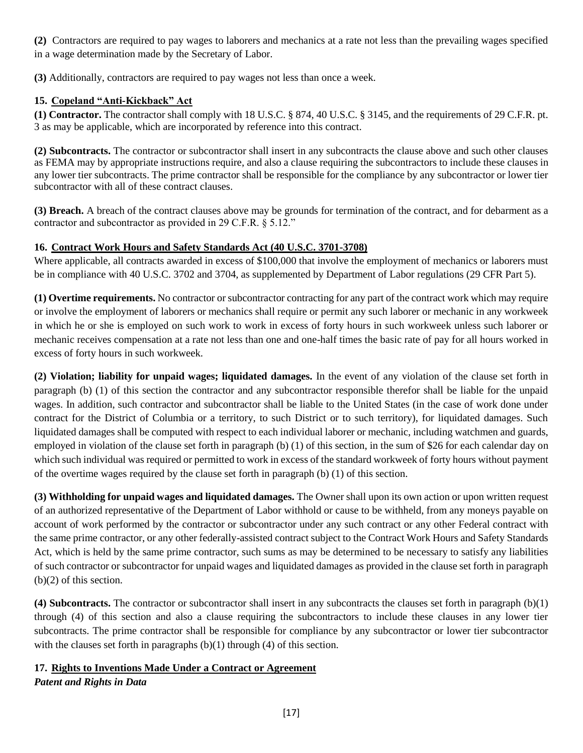**(2)** Contractors are required to pay wages to laborers and mechanics at a rate not less than the prevailing wages specified in a wage determination made by the Secretary of Labor.

**(3)** Additionally, contractors are required to pay wages not less than once a week.

### 15. Copeland "Anti-Kickback" Act

**(1) Contractor.** The contractor shall comply with 18 U.S.C. § 874, 40 U.S.C. § 3145, and the requirements of 29 C.F.R. pt. 3 as may be applicable, which are incorporated by reference into this contract.

**(2) Subcontracts.** The contractor or subcontractor shall insert in any subcontracts the clause above and such other clauses as FEMA may by appropriate instructions require, and also a clause requiring the subcontractors to include these clauses in any lower tier subcontracts. The prime contractor shall be responsible for the compliance by any subcontractor or lower tier subcontractor with all of these contract clauses.

**(3) Breach.** A breach of the contract clauses above may be grounds for termination of the contract, and for debarment as a contractor and subcontractor as provided in 29 C.F.R. § 5.12."

### 16. Contract Work Hours and Safety Standards Act (40 U.S.C. 3701-3708)

Where applicable, all contracts awarded in excess of $100,000 that involve the employment of mechanics or laborers must be in compliance with 40 U.S.C. 3702 and 3704, as supplemented by Department of Labor regulations (29 CFR Part 5).

**(1) Overtime requirements.** No contractor or subcontractor contracting for any part of the contract work which may require or involve the employment of laborers or mechanics shall require or permit any such laborer or mechanic in any workweek in which he or she is employed on such work to work in excess of forty hours in such workweek unless such laborer or mechanic receives compensation at a rate not less than one and one-half times the basic rate of pay for all hours worked in excess of forty hours in such workweek.

**(2) Violation; liability for unpaid wages; liquidated damages.** In the event of any violation of the clause set forth in paragraph (b) (1) of this section the contractor and any subcontractor responsible therefor shall be liable for the unpaid wages. In addition, such contractor and subcontractor shall be liable to the United States (in the case of work done under contract for the District of Columbia or a territory, to such District or to such territory), for liquidated damages. Such liquidated damages shall be computed with respect to each individual laborer or mechanic, including watchmen and guards, employed in violation of the clause set forth in paragraph (b) (1) of this section, in the sum of $26 for each calendar day on which such individual was required or permitted to work in excess of the standard workweek of forty hours without payment of the overtime wages required by the clause set forth in paragraph (b) (1) of this section.

**(3) Withholding for unpaid wages and liquidated damages.** The Owner shall upon its own action or upon written request of an authorized representative of the Department of Labor withhold or cause to be withheld, from any moneys payable on account of work performed by the contractor or subcontractor under any such contract or any other Federal contract with the same prime contractor, or any other federally-assisted contract subject to the Contract Work Hours and Safety Standards Act, which is held by the same prime contractor, such sums as may be determined to be necessary to satisfy any liabilities of such contractor or subcontractor for unpaid wages and liquidated damages as provided in the clause set forth in paragraph (b)(2) of this section.

**(4) Subcontracts.** The contractor or subcontractor shall insert in any subcontracts the clauses set forth in paragraph (b)(1) through (4) of this section and also a clause requiring the subcontractors to include these clauses in any lower tier subcontracts. The prime contractor shall be responsible for compliance by any subcontractor or lower tier subcontractor with the clauses set forth in paragraphs (b)(1) through (4) of this section.

### 17. Rights to Inventions Made Under a Contract or Agreement

***Patent and Rights in Data***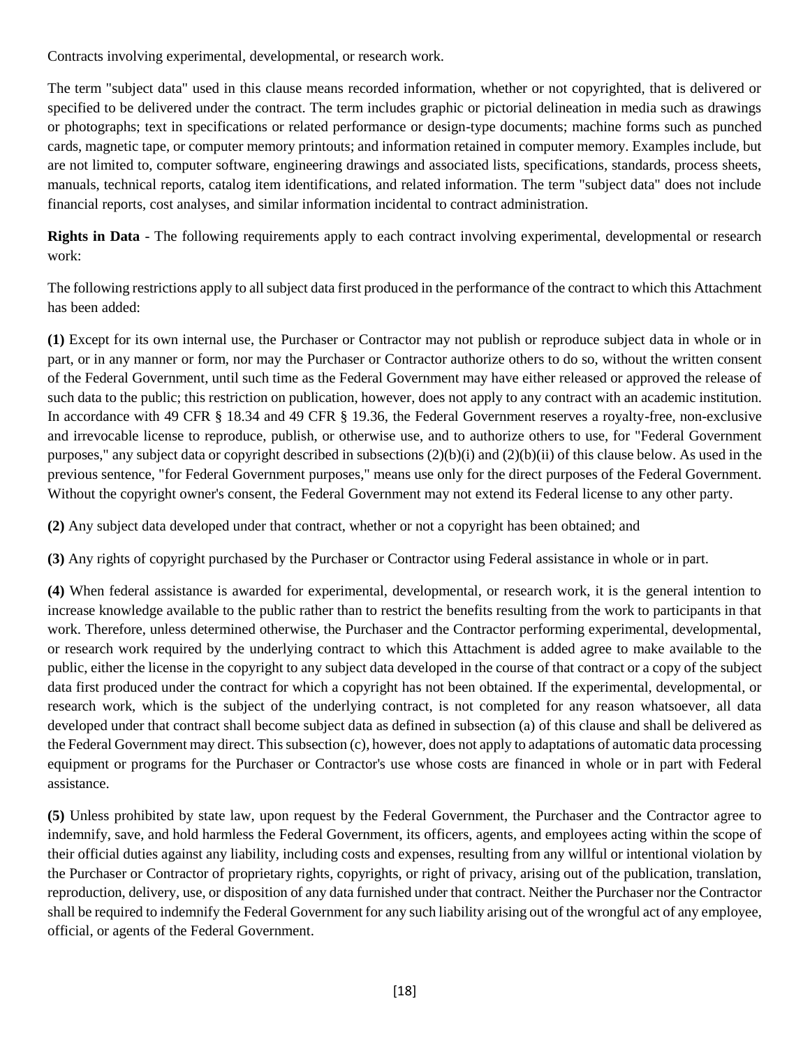Contracts involving experimental, developmental, or research work.

The term "subject data" used in this clause means recorded information, whether or not copyrighted, that is delivered or specified to be delivered under the contract. The term includes graphic or pictorial delineation in media such as drawings or photographs; text in specifications or related performance or design-type documents; machine forms such as punched cards, magnetic tape, or computer memory printouts; and information retained in computer memory. Examples include, but are not limited to, computer software, engineering drawings and associated lists, specifications, standards, process sheets, manuals, technical reports, catalog item identifications, and related information. The term "subject data" does not include financial reports, cost analyses, and similar information incidental to contract administration.

**Rights in Data** - The following requirements apply to each contract involving experimental, developmental or research work:

The following restrictions apply to all subject data first produced in the performance of the contract to which this Attachment has been added:

**(1)** Except for its own internal use, the Purchaser or Contractor may not publish or reproduce subject data in whole or in part, or in any manner or form, nor may the Purchaser or Contractor authorize others to do so, without the written consent of the Federal Government, until such time as the Federal Government may have either released or approved the release of such data to the public; this restriction on publication, however, does not apply to any contract with an academic institution. In accordance with 49 CFR § 18.34 and 49 CFR § 19.36, the Federal Government reserves a royalty-free, non-exclusive and irrevocable license to reproduce, publish, or otherwise use, and to authorize others to use, for "Federal Government purposes," any subject data or copyright described in subsections (2)(b)(i) and (2)(b)(ii) of this clause below. As used in the previous sentence, "for Federal Government purposes," means use only for the direct purposes of the Federal Government. Without the copyright owner's consent, the Federal Government may not extend its Federal license to any other party.

**(2)** Any subject data developed under that contract, whether or not a copyright has been obtained; and

**(3)** Any rights of copyright purchased by the Purchaser or Contractor using Federal assistance in whole or in part.

**(4)** When federal assistance is awarded for experimental, developmental, or research work, it is the general intention to increase knowledge available to the public rather than to restrict the benefits resulting from the work to participants in that work. Therefore, unless determined otherwise, the Purchaser and the Contractor performing experimental, developmental, or research work required by the underlying contract to which this Attachment is added agree to make available to the public, either the license in the copyright to any subject data developed in the course of that contract or a copy of the subject data first produced under the contract for which a copyright has not been obtained. If the experimental, developmental, or research work, which is the subject of the underlying contract, is not completed for any reason whatsoever, all data developed under that contract shall become subject data as defined in subsection (a) of this clause and shall be delivered as the Federal Government may direct. This subsection (c), however, does not apply to adaptations of automatic data processing equipment or programs for the Purchaser or Contractor's use whose costs are financed in whole or in part with Federal assistance.

**(5)** Unless prohibited by state law, upon request by the Federal Government, the Purchaser and the Contractor agree to indemnify, save, and hold harmless the Federal Government, its officers, agents, and employees acting within the scope of their official duties against any liability, including costs and expenses, resulting from any willful or intentional violation by the Purchaser or Contractor of proprietary rights, copyrights, or right of privacy, arising out of the publication, translation, reproduction, delivery, use, or disposition of any data furnished under that contract. Neither the Purchaser nor the Contractor shall be required to indemnify the Federal Government for any such liability arising out of the wrongful act of any employee, official, or agents of the Federal Government.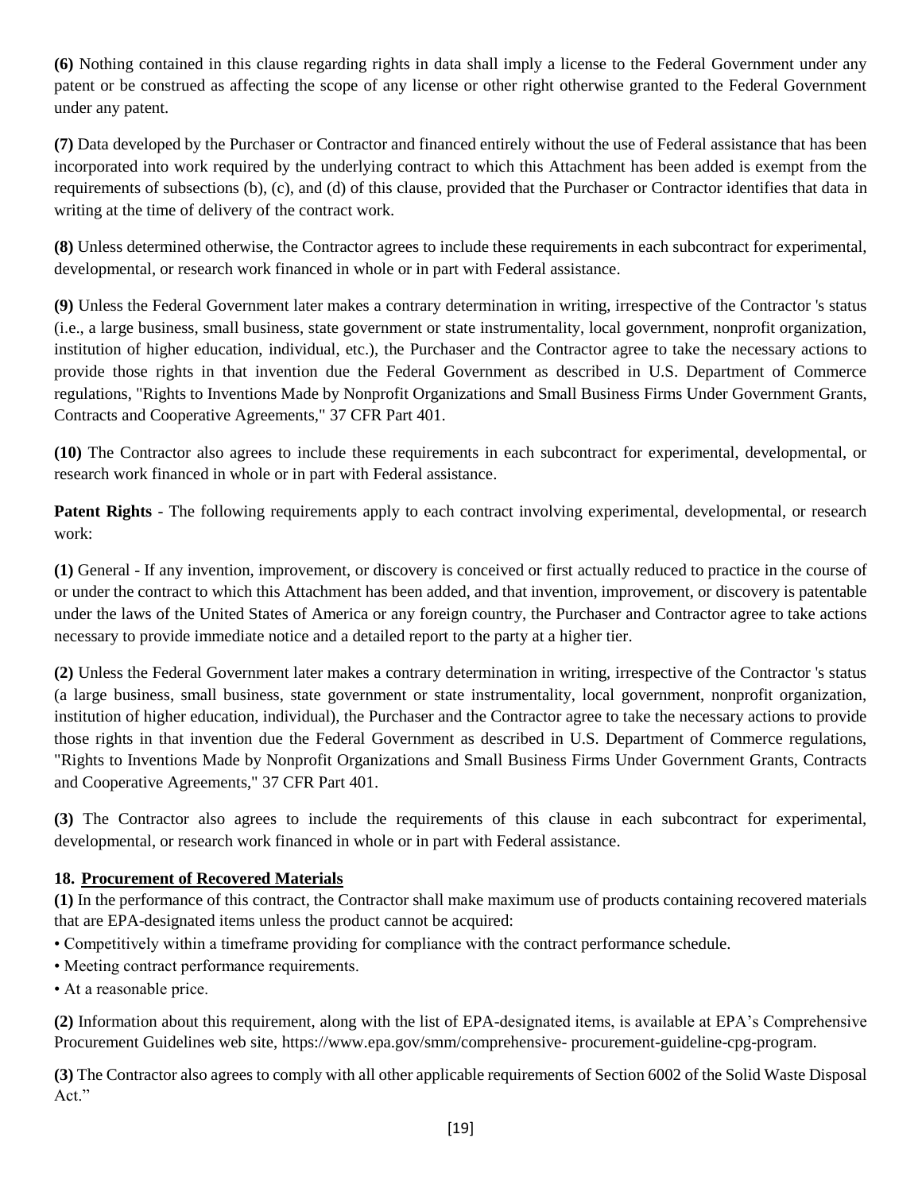**(6)** Nothing contained in this clause regarding rights in data shall imply a license to the Federal Government under any patent or be construed as affecting the scope of any license or other right otherwise granted to the Federal Government under any patent.

**(7)** Data developed by the Purchaser or Contractor and financed entirely without the use of Federal assistance that has been incorporated into work required by the underlying contract to which this Attachment has been added is exempt from the requirements of subsections (b), (c), and (d) of this clause, provided that the Purchaser or Contractor identifies that data in writing at the time of delivery of the contract work.

**(8)** Unless determined otherwise, the Contractor agrees to include these requirements in each subcontract for experimental, developmental, or research work financed in whole or in part with Federal assistance.

**(9)** Unless the Federal Government later makes a contrary determination in writing, irrespective of the Contractor 's status (i.e., a large business, small business, state government or state instrumentality, local government, nonprofit organization, institution of higher education, individual, etc.), the Purchaser and the Contractor agree to take the necessary actions to provide those rights in that invention due the Federal Government as described in U.S. Department of Commerce regulations, "Rights to Inventions Made by Nonprofit Organizations and Small Business Firms Under Government Grants, Contracts and Cooperative Agreements," 37 CFR Part 401.

**(10)** The Contractor also agrees to include these requirements in each subcontract for experimental, developmental, or research work financed in whole or in part with Federal assistance.

**Patent Rights** - The following requirements apply to each contract involving experimental, developmental, or research work:

**(1)** General - If any invention, improvement, or discovery is conceived or first actually reduced to practice in the course of or under the contract to which this Attachment has been added, and that invention, improvement, or discovery is patentable under the laws of the United States of America or any foreign country, the Purchaser and Contractor agree to take actions necessary to provide immediate notice and a detailed report to the party at a higher tier.

**(2)** Unless the Federal Government later makes a contrary determination in writing, irrespective of the Contractor 's status (a large business, small business, state government or state instrumentality, local government, nonprofit organization, institution of higher education, individual), the Purchaser and the Contractor agree to take the necessary actions to provide those rights in that invention due the Federal Government as described in U.S. Department of Commerce regulations, "Rights to Inventions Made by Nonprofit Organizations and Small Business Firms Under Government Grants, Contracts and Cooperative Agreements," 37 CFR Part 401.

**(3)** The Contractor also agrees to include the requirements of this clause in each subcontract for experimental, developmental, or research work financed in whole or in part with Federal assistance.

### 18. Procurement of Recovered Materials

**(1)** In the performance of this contract, the Contractor shall make maximum use of products containing recovered materials that are EPA-designated items unless the product cannot be acquired:

- Competitively within a timeframe providing for compliance with the contract performance schedule.
- Meeting contract performance requirements.
- At a reasonable price.

**(2)** Information about this requirement, along with the list of EPA-designated items, is available at EPA's Comprehensive Procurement Guidelines web site, https://www.epa.gov/smm/comprehensive- procurement-guideline-cpg-program.

**(3)** The Contractor also agrees to comply with all other applicable requirements of Section 6002 of the Solid Waste Disposal Act."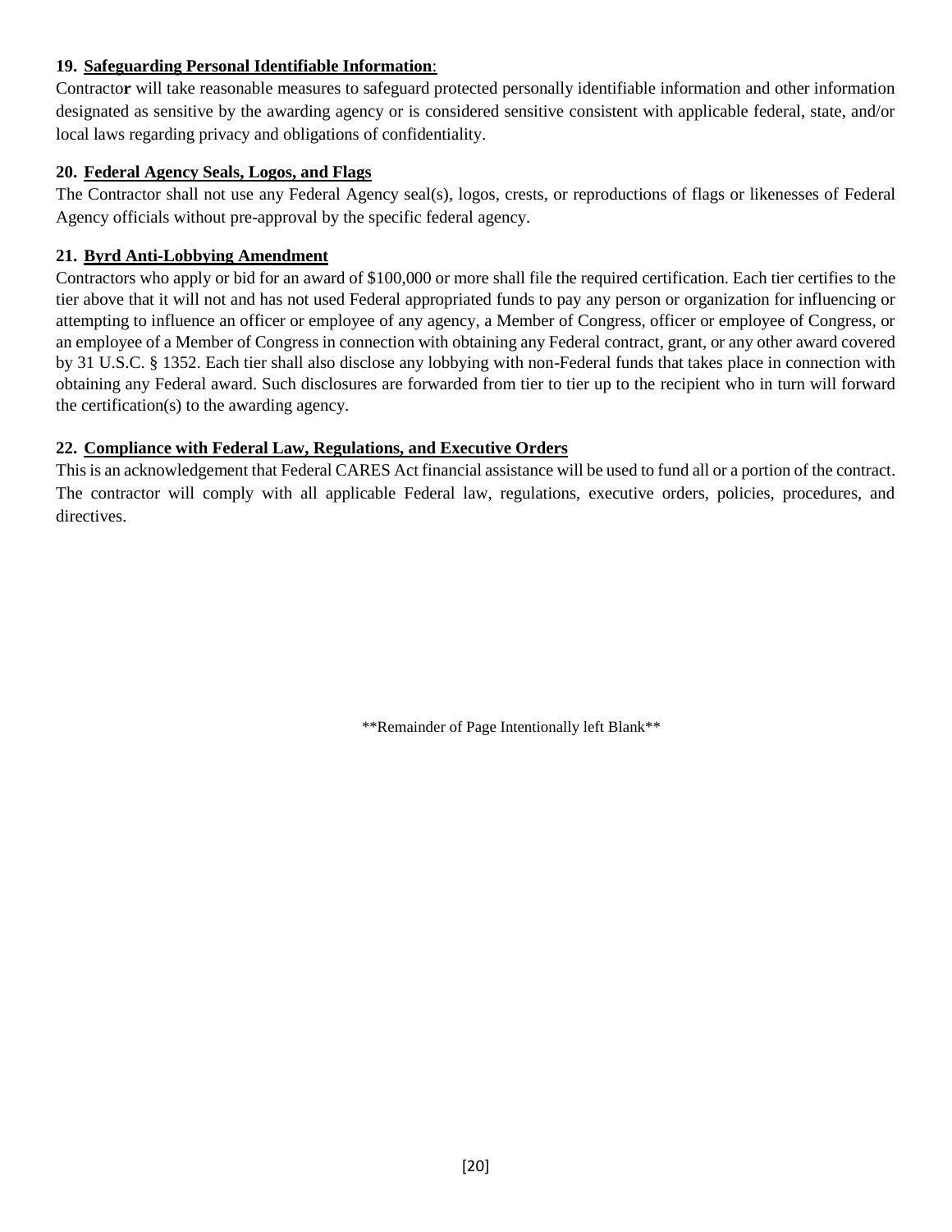**19. Safeguarding Personal Identifiable Information**:

Contractor will take reasonable measures to safeguard protected personally identifiable information and other information designated as sensitive by the awarding agency or is considered sensitive consistent with applicable federal, state, and/or local laws regarding privacy and obligations of confidentiality.

**20. Federal Agency Seals, Logos, and Flags**

The Contractor shall not use any Federal Agency seal(s), logos, crests, or reproductions of flags or likenesses of Federal Agency officials without pre-approval by the specific federal agency.

**21. Byrd Anti-Lobbying Amendment**

Contractors who apply or bid for an award of $100,000 or more shall file the required certification. Each tier certifies to the tier above that it will not and has not used Federal appropriated funds to pay any person or organization for influencing or attempting to influence an officer or employee of any agency, a Member of Congress, officer or employee of Congress, or an employee of a Member of Congress in connection with obtaining any Federal contract, grant, or any other award covered by 31 U.S.C. § 1352. Each tier shall also disclose any lobbying with non-Federal funds that takes place in connection with obtaining any Federal award. Such disclosures are forwarded from tier to tier up to the recipient who in turn will forward the certification(s) to the awarding agency.

**22. Compliance with Federal Law, Regulations, and Executive Orders**

This is an acknowledgement that Federal CARES Act financial assistance will be used to fund all or a portion of the contract. The contractor will comply with all applicable Federal law, regulations, executive orders, policies, procedures, and directives.

**Remainder of Page Intentionally left Blank**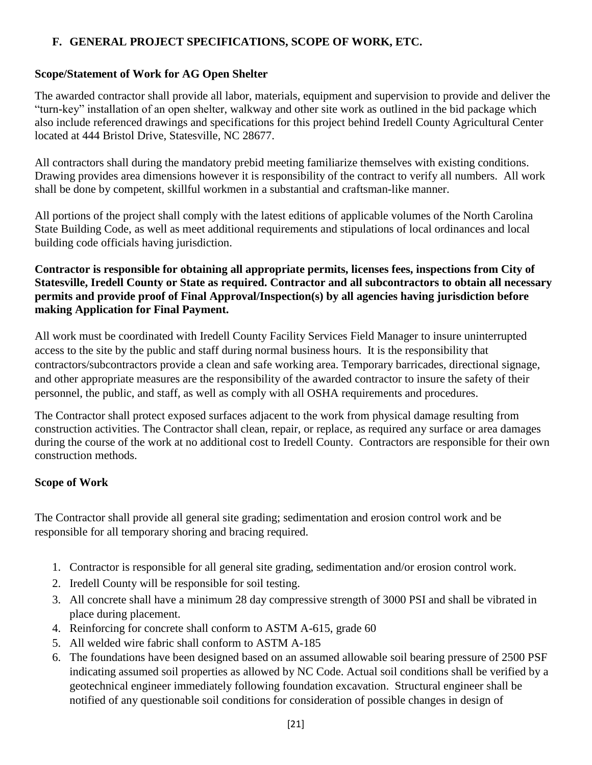## F. GENERAL PROJECT SPECIFICATIONS, SCOPE OF WORK, ETC.

**Scope/Statement of Work for AG Open Shelter**

The awarded contractor shall provide all labor, materials, equipment and supervision to provide and deliver the "turn-key" installation of an open shelter, walkway and other site work as outlined in the bid package which also include referenced drawings and specifications for this project behind Iredell County Agricultural Center located at 444 Bristol Drive, Statesville, NC 28677.

All contractors shall during the mandatory prebid meeting familiarize themselves with existing conditions. Drawing provides area dimensions however it is responsibility of the contract to verify all numbers. All work shall be done by competent, skillful workmen in a substantial and craftsman-like manner.

All portions of the project shall comply with the latest editions of applicable volumes of the North Carolina State Building Code, as well as meet additional requirements and stipulations of local ordinances and local building code officials having jurisdiction.

**Contractor is responsible for obtaining all appropriate permits, licenses fees, inspections from City of Statesville, Iredell County or State as required. Contractor and all subcontractors to obtain all necessary permits and provide proof of Final Approval/Inspection(s) by all agencies having jurisdiction before making Application for Final Payment.**

All work must be coordinated with Iredell County Facility Services Field Manager to insure uninterrupted access to the site by the public and staff during normal business hours. It is the responsibility that contractors/subcontractors provide a clean and safe working area. Temporary barricades, directional signage, and other appropriate measures are the responsibility of the awarded contractor to insure the safety of their personnel, the public, and staff, as well as comply with all OSHA requirements and procedures.

The Contractor shall protect exposed surfaces adjacent to the work from physical damage resulting from construction activities. The Contractor shall clean, repair, or replace, as required any surface or area damages during the course of the work at no additional cost to Iredell County. Contractors are responsible for their own construction methods.

**Scope of Work**

The Contractor shall provide all general site grading; sedimentation and erosion control work and be responsible for all temporary shoring and bracing required.

1. Contractor is responsible for all general site grading, sedimentation and/or erosion control work.
2. Iredell County will be responsible for soil testing.
3. All concrete shall have a minimum 28 day compressive strength of 3000 PSI and shall be vibrated in place during placement.
4. Reinforcing for concrete shall conform to ASTM A-615, grade 60
5. All welded wire fabric shall conform to ASTM A-185
6. The foundations have been designed based on an assumed allowable soil bearing pressure of 2500 PSF indicating assumed soil properties as allowed by NC Code. Actual soil conditions shall be verified by a geotechnical engineer immediately following foundation excavation. Structural engineer shall be notified of any questionable soil conditions for consideration of possible changes in design of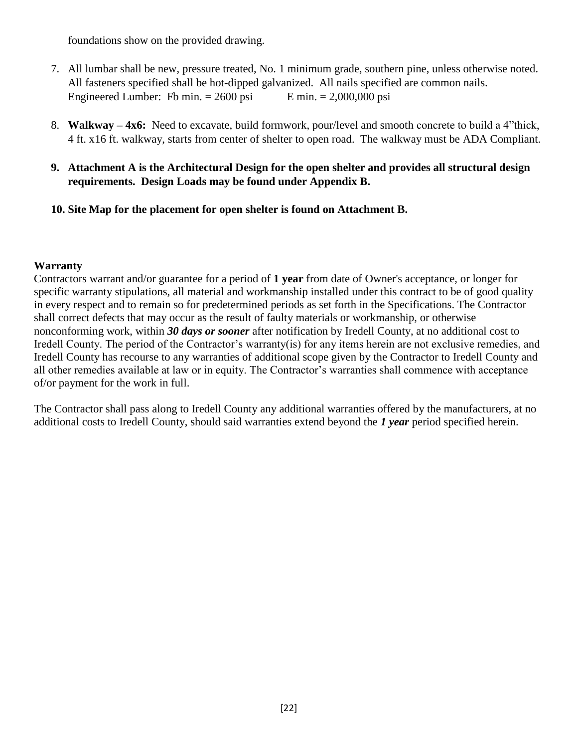foundations show on the provided drawing.

7. All lumbar shall be new, pressure treated, No. 1 minimum grade, southern pine, unless otherwise noted. All fasteners specified shall be hot-dipped galvanized. All nails specified are common nails. Engineered Lumber: Fb min. = 2600 psi E min. = 2,000,000 psi
8. **Walkway – 4x6:** Need to excavate, build formwork, pour/level and smooth concrete to build a 4"thick, 4 ft. x16 ft. walkway, starts from center of shelter to open road. The walkway must be ADA Compliant.
9. **Attachment A is the Architectural Design for the open shelter and provides all structural design requirements. Design Loads may be found under Appendix B.**
10. **Site Map for the placement for open shelter is found on Attachment B.**

**Warranty**

Contractors warrant and/or guarantee for a period of **1 year** from date of Owner's acceptance, or longer for specific warranty stipulations, all material and workmanship installed under this contract to be of good quality in every respect and to remain so for predetermined periods as set forth in the Specifications. The Contractor shall correct defects that may occur as the result of faulty materials or workmanship, or otherwise nonconforming work, within ***30 days or sooner*** after notification by Iredell County, at no additional cost to Iredell County. The period of the Contractor's warranty(is) for any items herein are not exclusive remedies, and Iredell County has recourse to any warranties of additional scope given by the Contractor to Iredell County and all other remedies available at law or in equity. The Contractor's warranties shall commence with acceptance of/or payment for the work in full.

The Contractor shall pass along to Iredell County any additional warranties offered by the manufacturers, at no additional costs to Iredell County, should said warranties extend beyond the ***1 year*** period specified herein.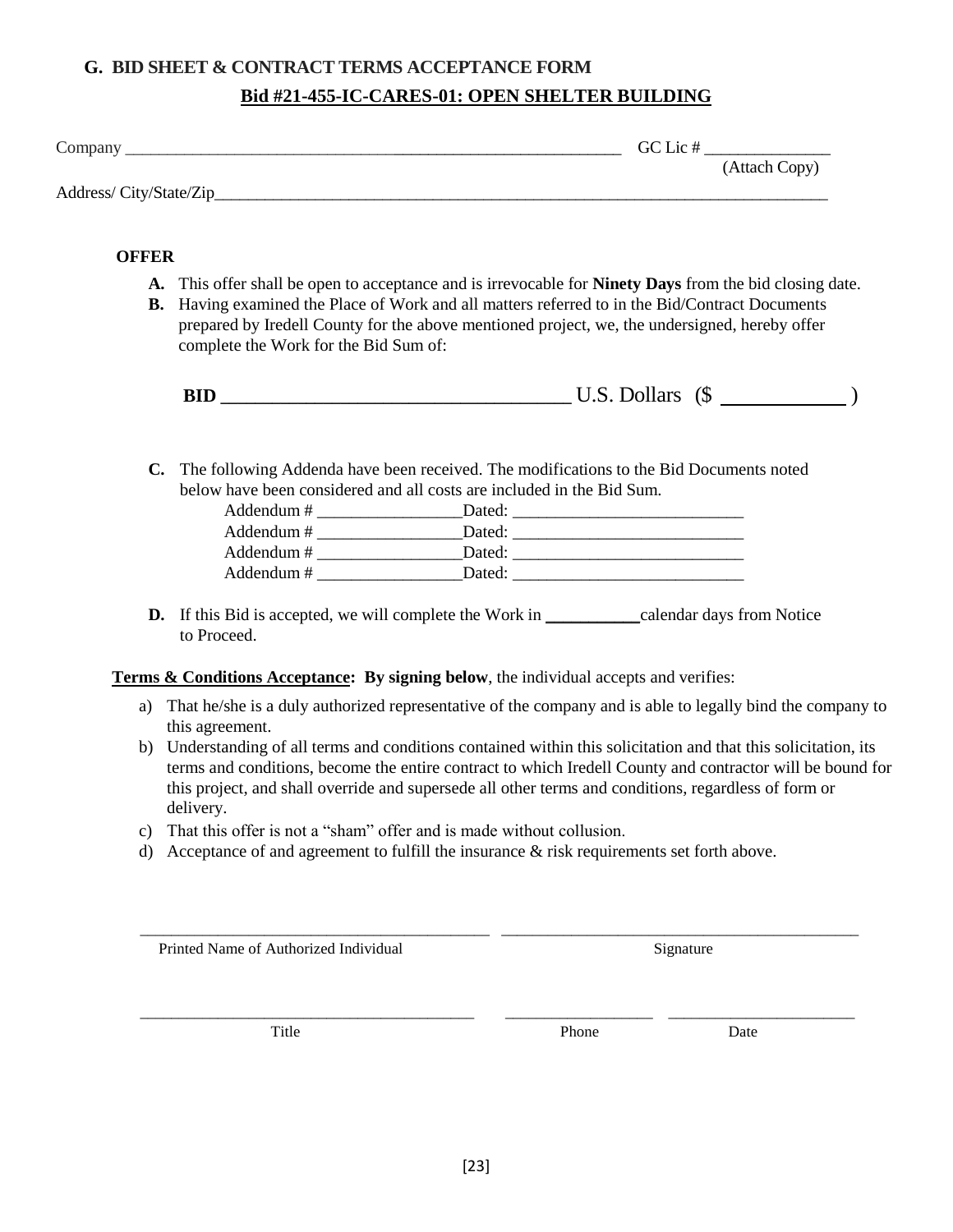## G. BID SHEET & CONTRACT TERMS ACCEPTANCE FORM

**Bid #21-455-IC-CARES-01: OPEN SHELTER BUILDING**

Company ____________________________________________________________ GC Lic # _______________ (Attach Copy)

Address/ City/State/Zip______________________________________________________________________________

**OFFER**

**A.** This offer shall be open to acceptance and is irrevocable for **Ninety Days** from the bid closing date.

**B.** Having examined the Place of Work and all matters referred to in the Bid/Contract Documents prepared by Iredell County for the above mentioned project, we, the undersigned, hereby offer complete the Work for the Bid Sum of:

**BID** ____________________________________ U.S. Dollars ($ ____________ )

**C.** The following Addenda have been received. The modifications to the Bid Documents noted below have been considered and all costs are included in the Bid Sum.

Addendum # _________________Dated: ___________________________

Addendum # _________________Dated: ___________________________

Addendum # _________________Dated: ___________________________

Addendum # _________________Dated: ___________________________

**D.** If this Bid is accepted, we will complete the Work in ___________calendar days from Notice to Proceed.

**Terms & Conditions Acceptance: By signing below**, the individual accepts and verifies:

a) That he/she is a duly authorized representative of the company and is able to legally bind the company to this agreement.

b) Understanding of all terms and conditions contained within this solicitation and that this solicitation, its terms and conditions, become the entire contract to which Iredell County and contractor will be bound for this project, and shall override and supersede all other terms and conditions, regardless of form or delivery.

c) That this offer is not a "sham" offer and is made without collusion.

d) Acceptance of and agreement to fulfill the insurance & risk requirements set forth above.

___________________________________________ ___________________________________________

Printed Name of Authorized Individual Signature

___________________________________________ __________________ _______________________

Title Phone Date